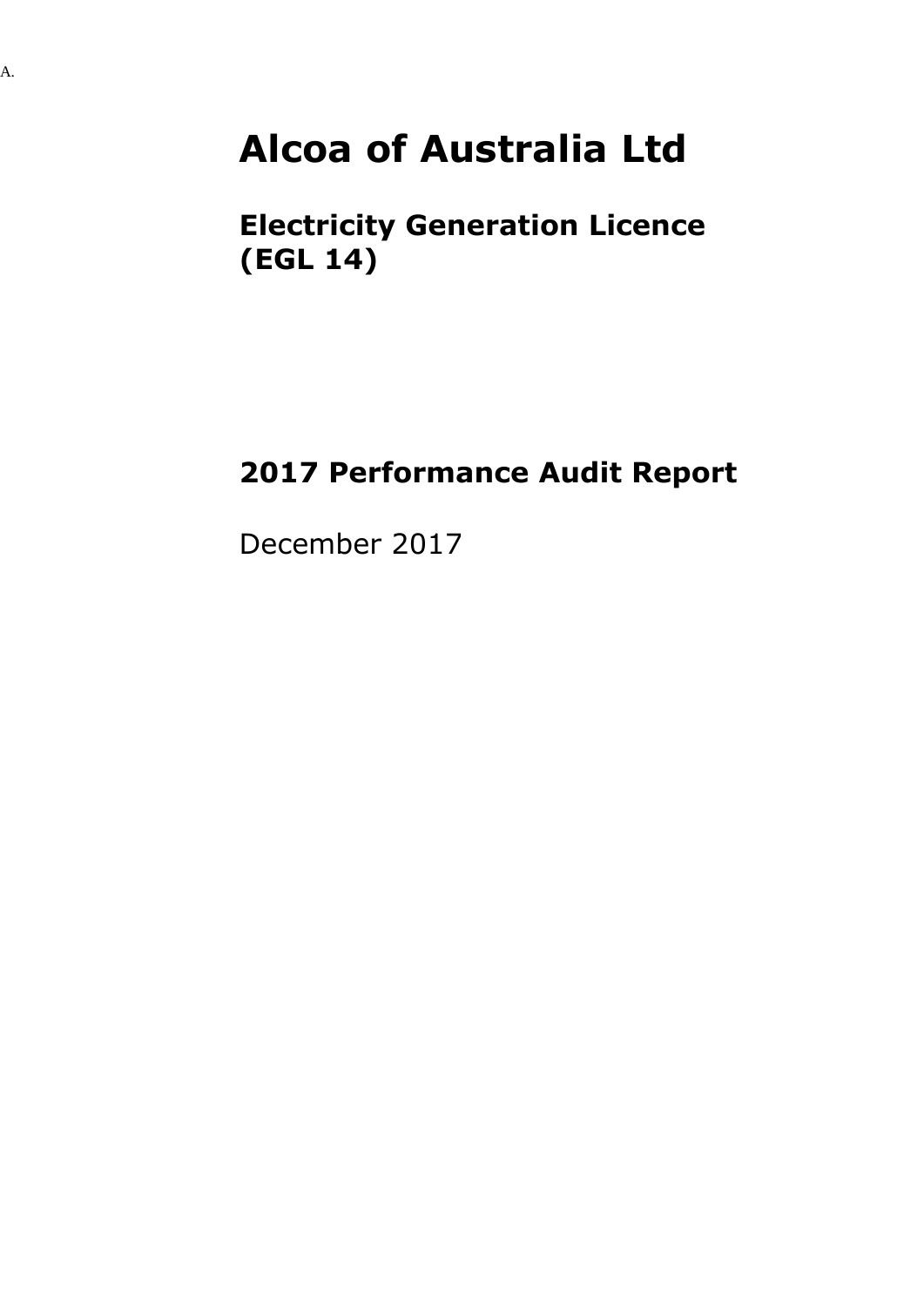A.

# Alcoa of Australia Ltd

## Electricity Generation Licence (EGL 14)

## 2017 Performance Audit Report

December 2017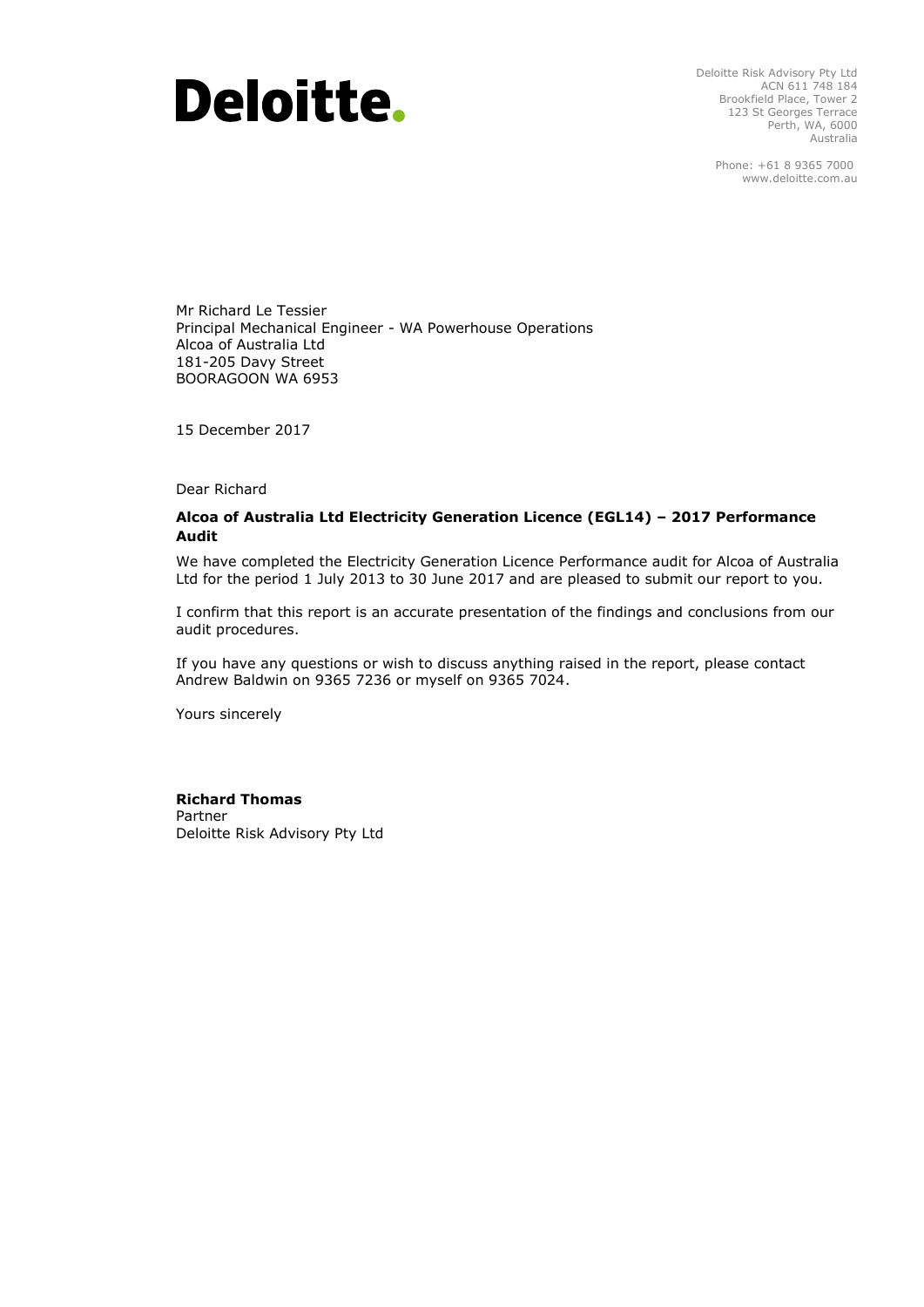# Deloitte.

Deloitte Risk Advisory Pty Ltd
ACN 611 748 184
Brookfield Place, Tower 2
123 St Georges Terrace
Perth, WA, 6000
Australia

Phone: +61 8 9365 7000
www.deloitte.com.au

Mr Richard Le Tessier
Principal Mechanical Engineer - WA Powerhouse Operations
Alcoa of Australia Ltd
181-205 Davy Street
BOORAGOON WA 6953

15 December 2017

Dear Richard

**Alcoa of Australia Ltd Electricity Generation Licence (EGL14) – 2017 Performance Audit**

We have completed the Electricity Generation Licence Performance audit for Alcoa of Australia Ltd for the period 1 July 2013 to 30 June 2017 and are pleased to submit our report to you.

I confirm that this report is an accurate presentation of the findings and conclusions from our audit procedures.

If you have any questions or wish to discuss anything raised in the report, please contact Andrew Baldwin on 9365 7236 or myself on 9365 7024.

Yours sincerely

**Richard Thomas**
Partner
Deloitte Risk Advisory Pty Ltd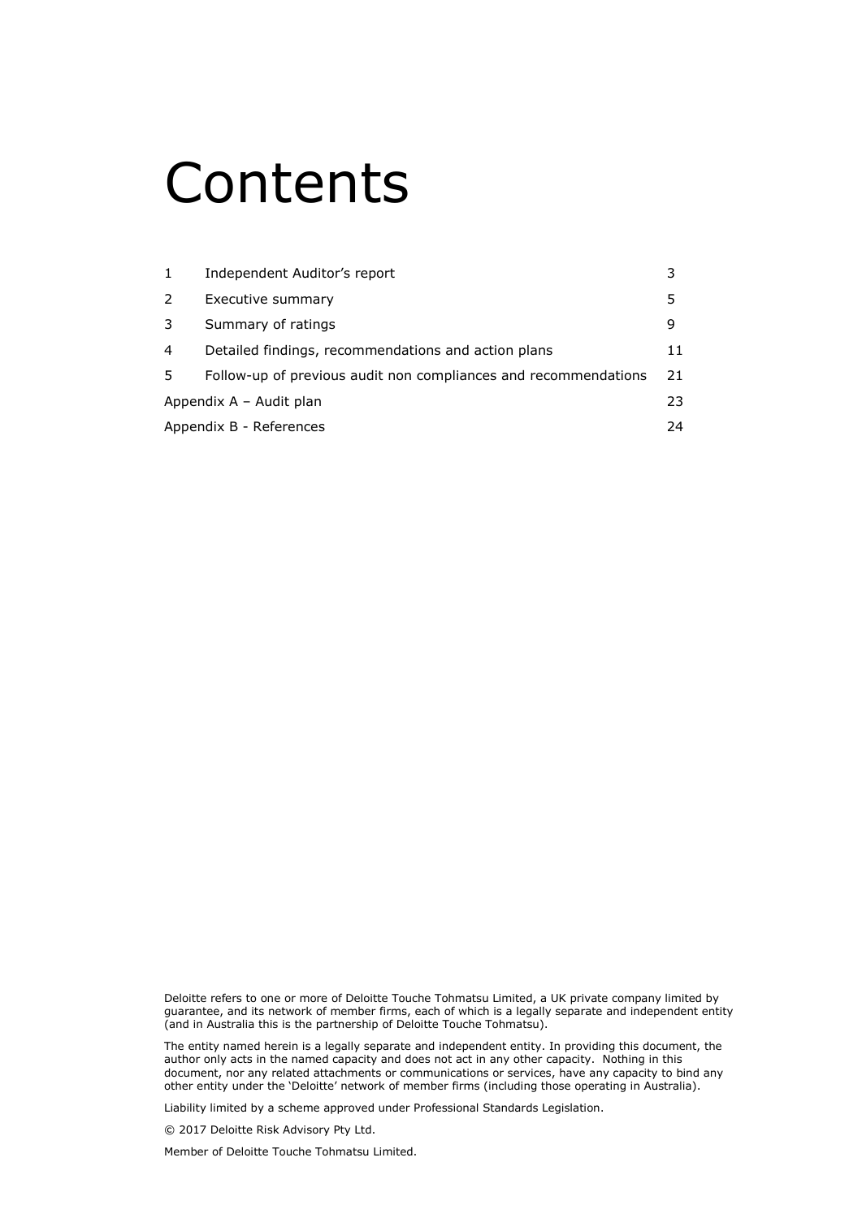# Contents

| | | |
|---|---|---|
| 1 | Independent Auditor's report | 3 |
| 2 | Executive summary | 5 |
| 3 | Summary of ratings | 9 |
| 4 | Detailed findings, recommendations and action plans | 11 |
| 5 | Follow-up of previous audit non compliances and recommendations | 21 |
| Appendix A – Audit plan | | 23 |
| Appendix B - References | | 24 |

Deloitte refers to one or more of Deloitte Touche Tohmatsu Limited, a UK private company limited by guarantee, and its network of member firms, each of which is a legally separate and independent entity (and in Australia this is the partnership of Deloitte Touche Tohmatsu).

The entity named herein is a legally separate and independent entity. In providing this document, the author only acts in the named capacity and does not act in any other capacity. Nothing in this document, nor any related attachments or communications or services, have any capacity to bind any other entity under the 'Deloitte' network of member firms (including those operating in Australia).

Liability limited by a scheme approved under Professional Standards Legislation.

© 2017 Deloitte Risk Advisory Pty Ltd.

Member of Deloitte Touche Tohmatsu Limited.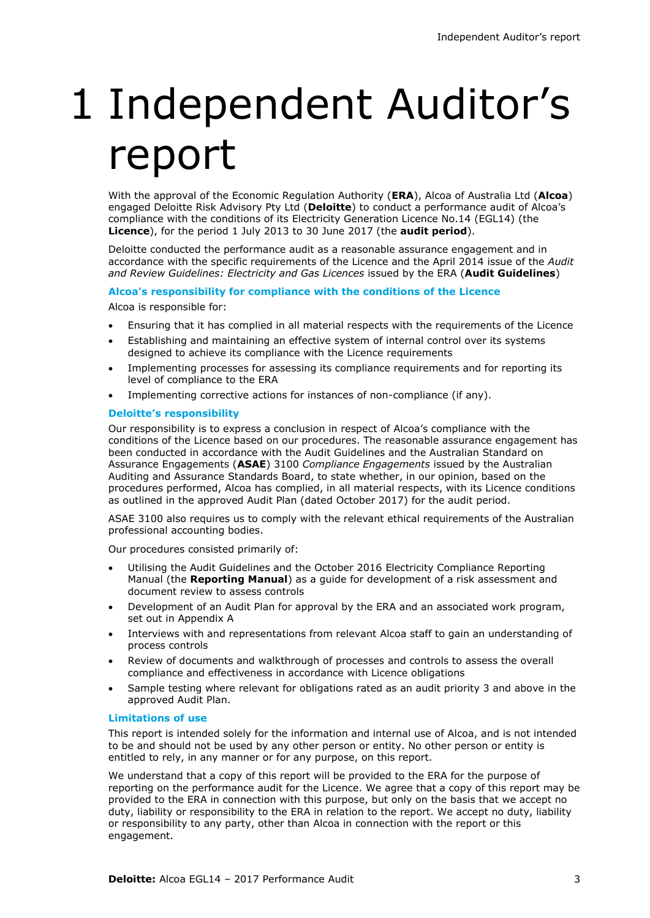# 1 Independent Auditor's report

With the approval of the Economic Regulation Authority (**ERA**), Alcoa of Australia Ltd (**Alcoa**) engaged Deloitte Risk Advisory Pty Ltd (**Deloitte**) to conduct a performance audit of Alcoa's compliance with the conditions of its Electricity Generation Licence No.14 (EGL14) (the **Licence**), for the period 1 July 2013 to 30 June 2017 (the **audit period**).

Deloitte conducted the performance audit as a reasonable assurance engagement and in accordance with the specific requirements of the Licence and the April 2014 issue of the *Audit and Review Guidelines: Electricity and Gas Licences* issued by the ERA (**Audit Guidelines**)

### Alcoa's responsibility for compliance with the conditions of the Licence

Alcoa is responsible for:

- Ensuring that it has complied in all material respects with the requirements of the Licence
- Establishing and maintaining an effective system of internal control over its systems designed to achieve its compliance with the Licence requirements
- Implementing processes for assessing its compliance requirements and for reporting its level of compliance to the ERA
- Implementing corrective actions for instances of non-compliance (if any).

### Deloitte's responsibility

Our responsibility is to express a conclusion in respect of Alcoa's compliance with the conditions of the Licence based on our procedures. The reasonable assurance engagement has been conducted in accordance with the Audit Guidelines and the Australian Standard on Assurance Engagements (**ASAE**) 3100 *Compliance Engagements* issued by the Australian Auditing and Assurance Standards Board, to state whether, in our opinion, based on the procedures performed, Alcoa has complied, in all material respects, with its Licence conditions as outlined in the approved Audit Plan (dated October 2017) for the audit period.

ASAE 3100 also requires us to comply with the relevant ethical requirements of the Australian professional accounting bodies.

Our procedures consisted primarily of:

- Utilising the Audit Guidelines and the October 2016 Electricity Compliance Reporting Manual (the **Reporting Manual**) as a guide for development of a risk assessment and document review to assess controls
- Development of an Audit Plan for approval by the ERA and an associated work program, set out in Appendix A
- Interviews with and representations from relevant Alcoa staff to gain an understanding of process controls
- Review of documents and walkthrough of processes and controls to assess the overall compliance and effectiveness in accordance with Licence obligations
- Sample testing where relevant for obligations rated as an audit priority 3 and above in the approved Audit Plan.

### Limitations of use

This report is intended solely for the information and internal use of Alcoa, and is not intended to be and should not be used by any other person or entity. No other person or entity is entitled to rely, in any manner or for any purpose, on this report.

We understand that a copy of this report will be provided to the ERA for the purpose of reporting on the performance audit for the Licence. We agree that a copy of this report may be provided to the ERA in connection with this purpose, but only on the basis that we accept no duty, liability or responsibility to the ERA in relation to the report. We accept no duty, liability or responsibility to any party, other than Alcoa in connection with the report or this engagement.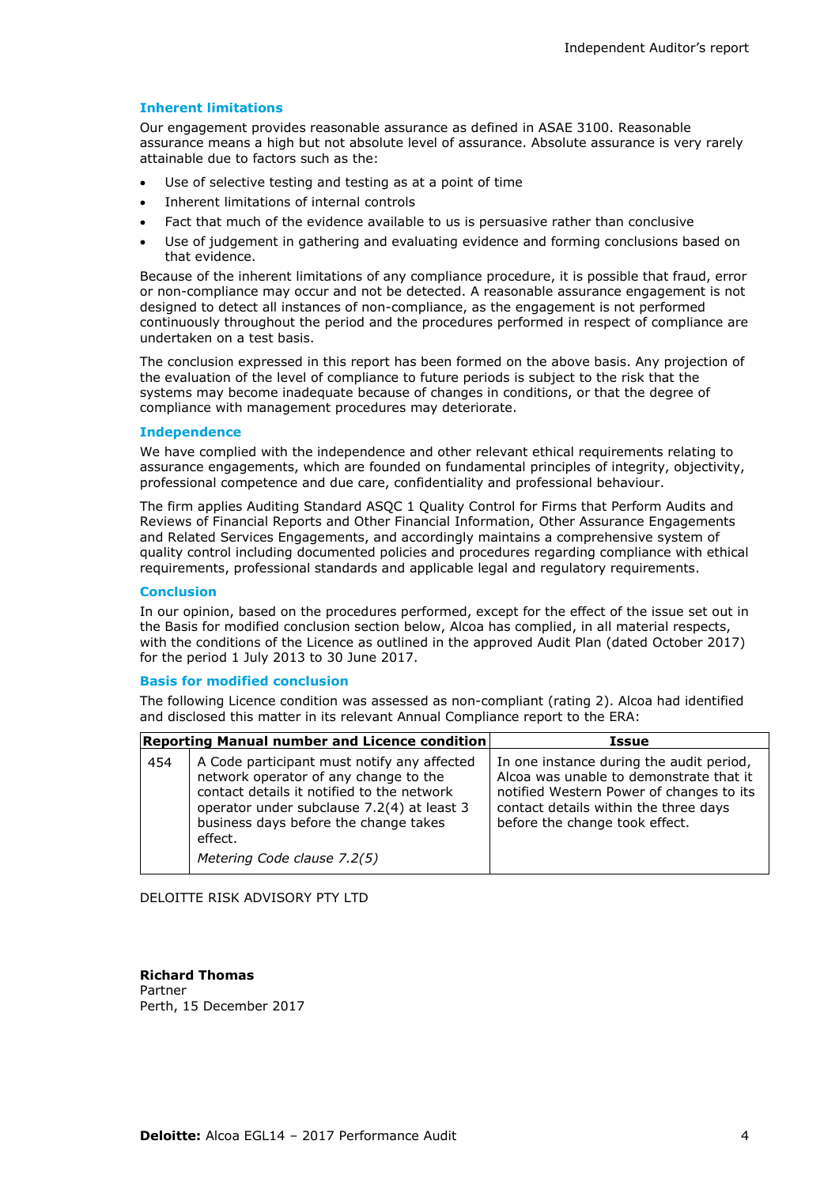### Inherent limitations

Our engagement provides reasonable assurance as defined in ASAE 3100. Reasonable assurance means a high but not absolute level of assurance. Absolute assurance is very rarely attainable due to factors such as the:

- Use of selective testing and testing as at a point of time
- Inherent limitations of internal controls
- Fact that much of the evidence available to us is persuasive rather than conclusive
- Use of judgement in gathering and evaluating evidence and forming conclusions based on that evidence.

Because of the inherent limitations of any compliance procedure, it is possible that fraud, error or non-compliance may occur and not be detected. A reasonable assurance engagement is not designed to detect all instances of non-compliance, as the engagement is not performed continuously throughout the period and the procedures performed in respect of compliance are undertaken on a test basis.

The conclusion expressed in this report has been formed on the above basis. Any projection of the evaluation of the level of compliance to future periods is subject to the risk that the systems may become inadequate because of changes in conditions, or that the degree of compliance with management procedures may deteriorate.

### Independence

We have complied with the independence and other relevant ethical requirements relating to assurance engagements, which are founded on fundamental principles of integrity, objectivity, professional competence and due care, confidentiality and professional behaviour.

The firm applies Auditing Standard ASQC 1 Quality Control for Firms that Perform Audits and Reviews of Financial Reports and Other Financial Information, Other Assurance Engagements and Related Services Engagements, and accordingly maintains a comprehensive system of quality control including documented policies and procedures regarding compliance with ethical requirements, professional standards and applicable legal and regulatory requirements.

### Conclusion

In our opinion, based on the procedures performed, except for the effect of the issue set out in the Basis for modified conclusion section below, Alcoa has complied, in all material respects, with the conditions of the Licence as outlined in the approved Audit Plan (dated October 2017) for the period 1 July 2013 to 30 June 2017.

### Basis for modified conclusion

The following Licence condition was assessed as non-compliant (rating 2). Alcoa had identified and disclosed this matter in its relevant Annual Compliance report to the ERA:

| Reporting Manual number and Licence condition | | Issue |
|---|---|---|
| 454 | A Code participant must notify any affected network operator of any change to the contact details it notified to the network operator under subclause 7.2(4) at least 3 business days before the change takes effect. *Metering Code clause 7.2(5)* | In one instance during the audit period, Alcoa was unable to demonstrate that it notified Western Power of changes to its contact details within the three days before the change took effect. |

DELOITTE RISK ADVISORY PTY LTD

**Richard Thomas**
Partner
Perth, 15 December 2017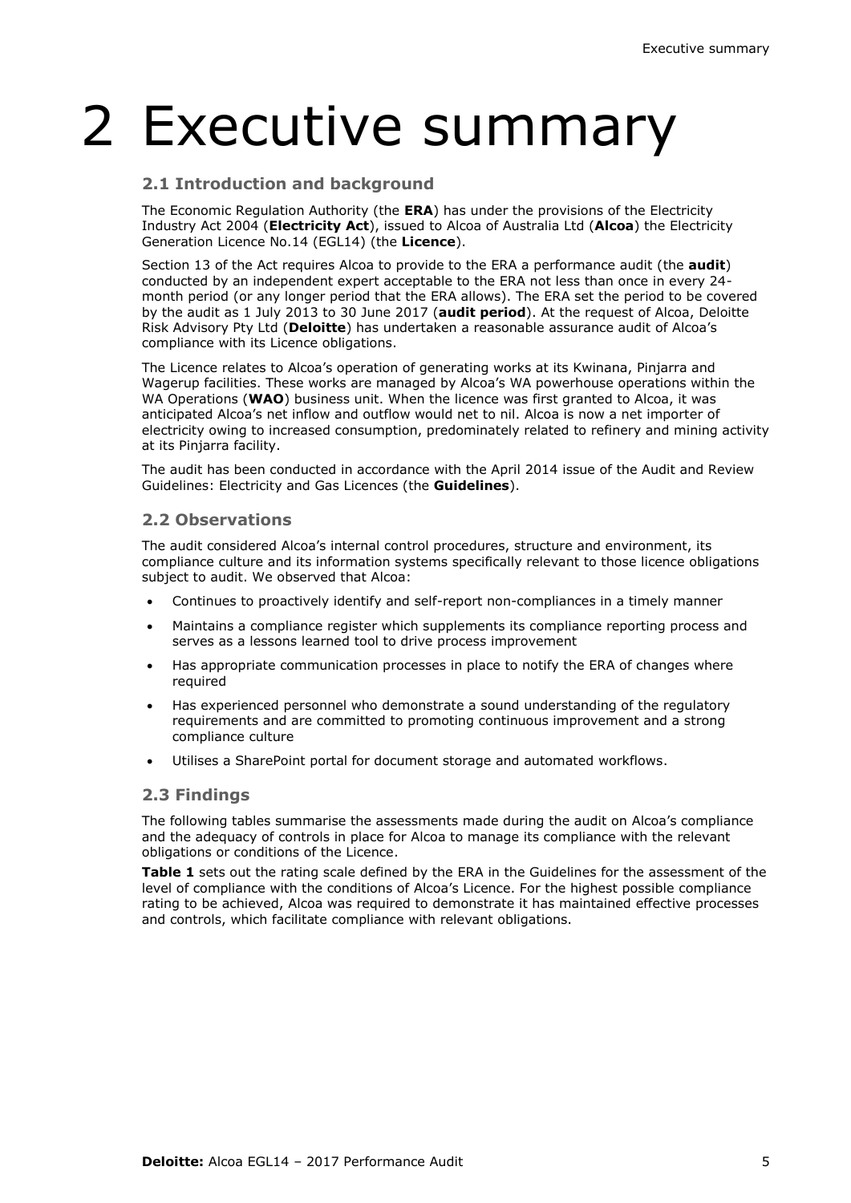# 2 Executive summary

## 2.1 Introduction and background

The Economic Regulation Authority (the **ERA**) has under the provisions of the Electricity Industry Act 2004 (**Electricity Act**), issued to Alcoa of Australia Ltd (**Alcoa**) the Electricity Generation Licence No.14 (EGL14) (the **Licence**).

Section 13 of the Act requires Alcoa to provide to the ERA a performance audit (the **audit**) conducted by an independent expert acceptable to the ERA not less than once in every 24-month period (or any longer period that the ERA allows). The ERA set the period to be covered by the audit as 1 July 2013 to 30 June 2017 (**audit period**). At the request of Alcoa, Deloitte Risk Advisory Pty Ltd (**Deloitte**) has undertaken a reasonable assurance audit of Alcoa's compliance with its Licence obligations.

The Licence relates to Alcoa's operation of generating works at its Kwinana, Pinjarra and Wagerup facilities. These works are managed by Alcoa's WA powerhouse operations within the WA Operations (**WAO**) business unit. When the licence was first granted to Alcoa, it was anticipated Alcoa's net inflow and outflow would net to nil. Alcoa is now a net importer of electricity owing to increased consumption, predominately related to refinery and mining activity at its Pinjarra facility.

The audit has been conducted in accordance with the April 2014 issue of the Audit and Review Guidelines: Electricity and Gas Licences (the **Guidelines**).

## 2.2 Observations

The audit considered Alcoa's internal control procedures, structure and environment, its compliance culture and its information systems specifically relevant to those licence obligations subject to audit. We observed that Alcoa:

- Continues to proactively identify and self-report non-compliances in a timely manner
- Maintains a compliance register which supplements its compliance reporting process and serves as a lessons learned tool to drive process improvement
- Has appropriate communication processes in place to notify the ERA of changes where required
- Has experienced personnel who demonstrate a sound understanding of the regulatory requirements and are committed to promoting continuous improvement and a strong compliance culture
- Utilises a SharePoint portal for document storage and automated workflows.

## 2.3 Findings

The following tables summarise the assessments made during the audit on Alcoa's compliance and the adequacy of controls in place for Alcoa to manage its compliance with the relevant obligations or conditions of the Licence.

**Table 1** sets out the rating scale defined by the ERA in the Guidelines for the assessment of the level of compliance with the conditions of Alcoa's Licence. For the highest possible compliance rating to be achieved, Alcoa was required to demonstrate it has maintained effective processes and controls, which facilitate compliance with relevant obligations.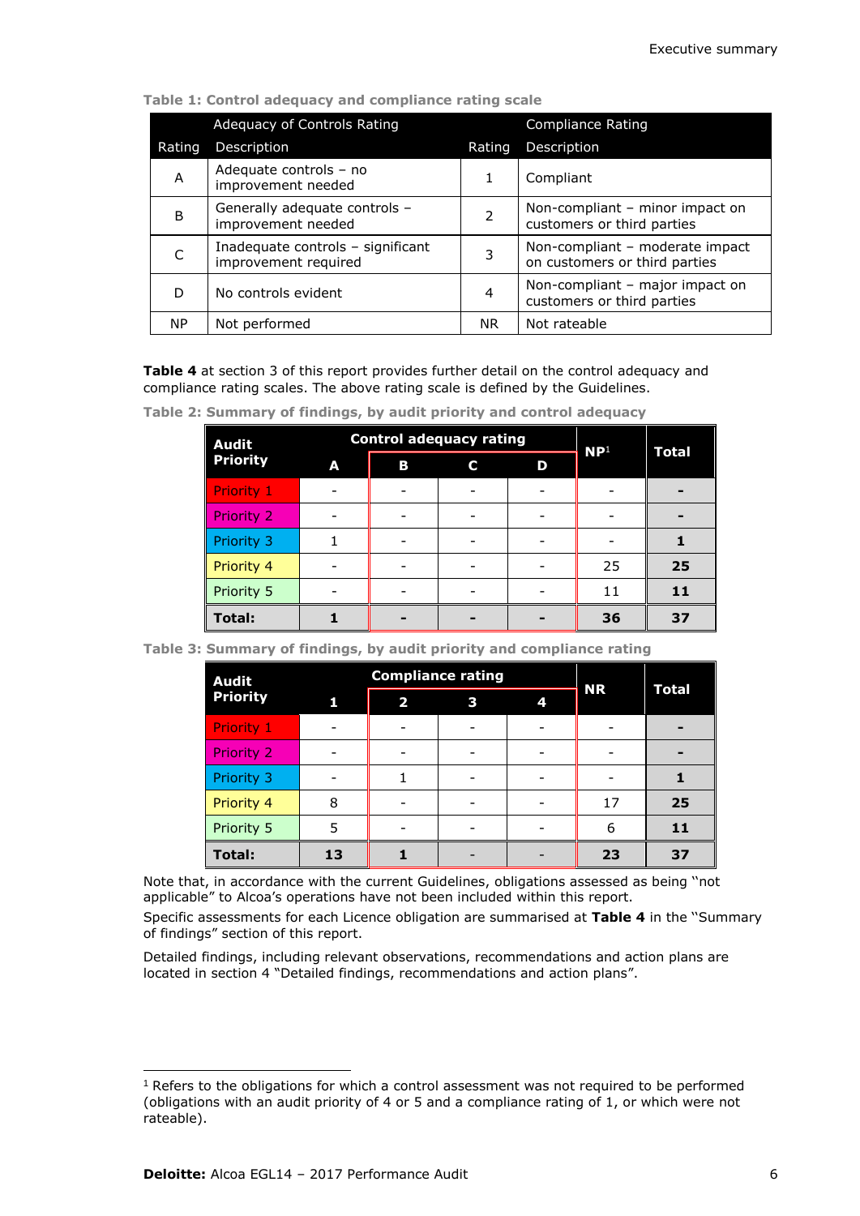**Table 1: Control adequacy and compliance rating scale**

| Adequacy of Controls Rating | | Compliance Rating | |
|---|---|---|---|
| Rating | Description | Rating | Description |
| A | Adequate controls – no improvement needed | 1 | Compliant |
| B | Generally adequate controls – improvement needed | 2 | Non-compliant – minor impact on customers or third parties |
| C | Inadequate controls – significant improvement required | 3 | Non-compliant – moderate impact on customers or third parties |
| D | No controls evident | 4 | Non-compliant – major impact on customers or third parties |
| NP | Not performed | NR | Not rateable |

**Table 4** at section 3 of this report provides further detail on the control adequacy and compliance rating scales. The above rating scale is defined by the Guidelines.

**Table 2: Summary of findings, by audit priority and control adequacy**

| Audit Priority | Control adequacy rating | | | | NP[1] | Total |
|---|---|---|---|---|---|---|
| | A | B | C | D | | |
| Priority 1 | - | - | - | - | - | **-** |
| Priority 2 | - | - | - | - | - | **-** |
| Priority 3 | 1 | - | - | - | - | **1** |
| Priority 4 | - | - | - | - | 25 | **25** |
| Priority 5 | - | - | - | - | 11 | **11** |
| **Total:** | **1** | **-** | **-** | **-** | **36** | **37** |

**Table 3: Summary of findings, by audit priority and compliance rating**

| Audit Priority | Compliance rating | | | | NR | Total |
|---|---|---|---|---|---|---|
| | 1 | 2 | 3 | 4 | | |
| Priority 1 | - | - | - | - | - | **-** |
| Priority 2 | - | - | - | - | - | **-** |
| Priority 3 | - | 1 | - | - | - | **1** |
| Priority 4 | 8 | - | - | - | 17 | **25** |
| Priority 5 | 5 | - | - | - | 6 | **11** |
| **Total:** | **13** | **1** | - | - | **23** | **37** |

Note that, in accordance with the current Guidelines, obligations assessed as being "not applicable" to Alcoa's operations have not been included within this report.

Specific assessments for each Licence obligation are summarised at **Table 4** in the "Summary of findings" section of this report.

Detailed findings, including relevant observations, recommendations and action plans are located in section 4 "Detailed findings, recommendations and action plans".

[1] Refers to the obligations for which a control assessment was not required to be performed (obligations with an audit priority of 4 or 5 and a compliance rating of 1, or which were not rateable).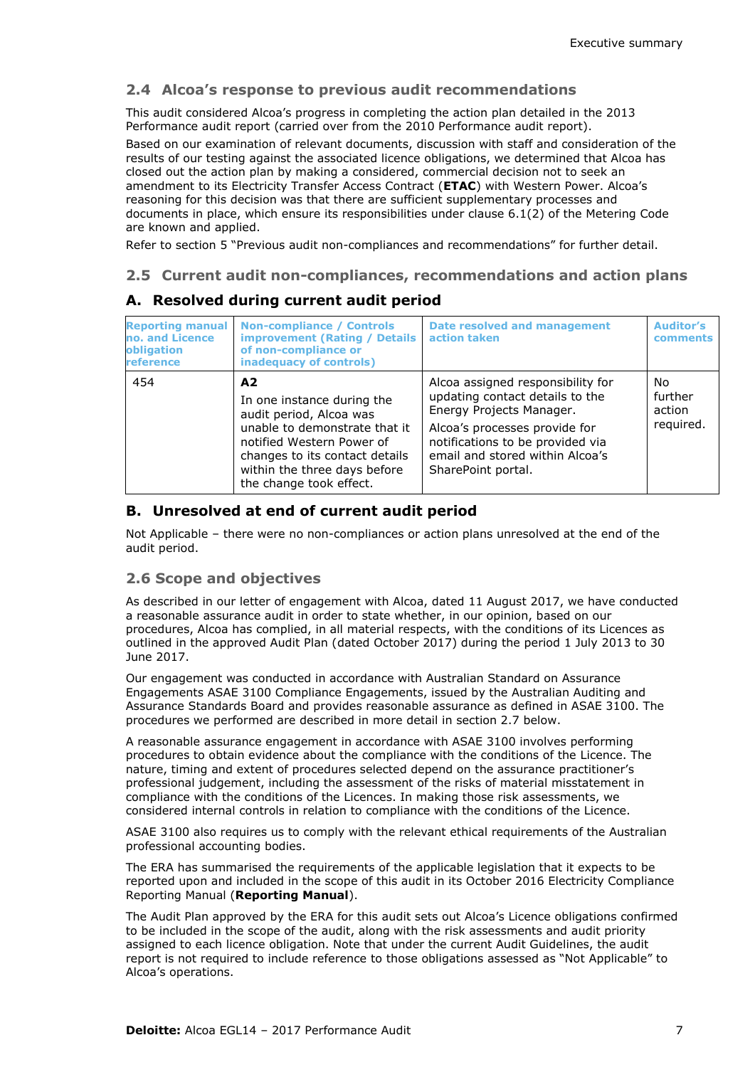## 2.4 Alcoa's response to previous audit recommendations

This audit considered Alcoa's progress in completing the action plan detailed in the 2013 Performance audit report (carried over from the 2010 Performance audit report).

Based on our examination of relevant documents, discussion with staff and consideration of the results of our testing against the associated licence obligations, we determined that Alcoa has closed out the action plan by making a considered, commercial decision not to seek an amendment to its Electricity Transfer Access Contract (**ETAC**) with Western Power. Alcoa's reasoning for this decision was that there are sufficient supplementary processes and documents in place, which ensure its responsibilities under clause 6.1(2) of the Metering Code are known and applied.

Refer to section 5 "Previous audit non-compliances and recommendations" for further detail.

## 2.5 Current audit non-compliances, recommendations and action plans

### A. Resolved during current audit period

| Reporting manual no. and Licence obligation reference | Non-compliance / Controls improvement (Rating / Details of non-compliance or inadequacy of controls) | Date resolved and management action taken | Auditor's comments |
|---|---|---|---|
| 454 | **A2**<br>In one instance during the audit period, Alcoa was unable to demonstrate that it notified Western Power of changes to its contact details within the three days before the change took effect. | Alcoa assigned responsibility for updating contact details to the Energy Projects Manager.<br>Alcoa's processes provide for notifications to be provided via email and stored within Alcoa's SharePoint portal. | No further action required. |

### B. Unresolved at end of current audit period

Not Applicable – there were no non-compliances or action plans unresolved at the end of the audit period.

## 2.6 Scope and objectives

As described in our letter of engagement with Alcoa, dated 11 August 2017, we have conducted a reasonable assurance audit in order to state whether, in our opinion, based on our procedures, Alcoa has complied, in all material respects, with the conditions of its Licences as outlined in the approved Audit Plan (dated October 2017) during the period 1 July 2013 to 30 June 2017.

Our engagement was conducted in accordance with Australian Standard on Assurance Engagements ASAE 3100 Compliance Engagements, issued by the Australian Auditing and Assurance Standards Board and provides reasonable assurance as defined in ASAE 3100. The procedures we performed are described in more detail in section 2.7 below.

A reasonable assurance engagement in accordance with ASAE 3100 involves performing procedures to obtain evidence about the compliance with the conditions of the Licence. The nature, timing and extent of procedures selected depend on the assurance practitioner's professional judgement, including the assessment of the risks of material misstatement in compliance with the conditions of the Licences. In making those risk assessments, we considered internal controls in relation to compliance with the conditions of the Licence.

ASAE 3100 also requires us to comply with the relevant ethical requirements of the Australian professional accounting bodies.

The ERA has summarised the requirements of the applicable legislation that it expects to be reported upon and included in the scope of this audit in its October 2016 Electricity Compliance Reporting Manual (**Reporting Manual**).

The Audit Plan approved by the ERA for this audit sets out Alcoa's Licence obligations confirmed to be included in the scope of the audit, along with the risk assessments and audit priority assigned to each licence obligation. Note that under the current Audit Guidelines, the audit report is not required to include reference to those obligations assessed as "Not Applicable" to Alcoa's operations.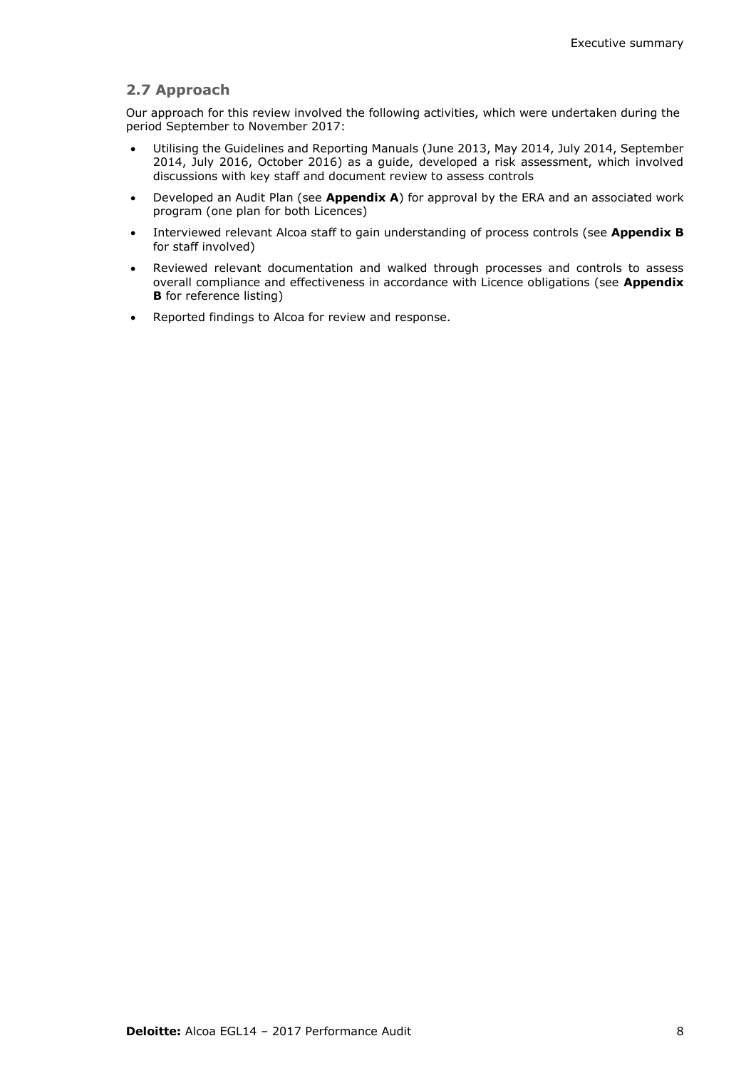## 2.7 Approach

Our approach for this review involved the following activities, which were undertaken during the period September to November 2017:

- Utilising the Guidelines and Reporting Manuals (June 2013, May 2014, July 2014, September 2014, July 2016, October 2016) as a guide, developed a risk assessment, which involved discussions with key staff and document review to assess controls
- Developed an Audit Plan (see **Appendix A**) for approval by the ERA and an associated work program (one plan for both Licences)
- Interviewed relevant Alcoa staff to gain understanding of process controls (see **Appendix B** for staff involved)
- Reviewed relevant documentation and walked through processes and controls to assess overall compliance and effectiveness in accordance with Licence obligations (see **Appendix B** for reference listing)
- Reported findings to Alcoa for review and response.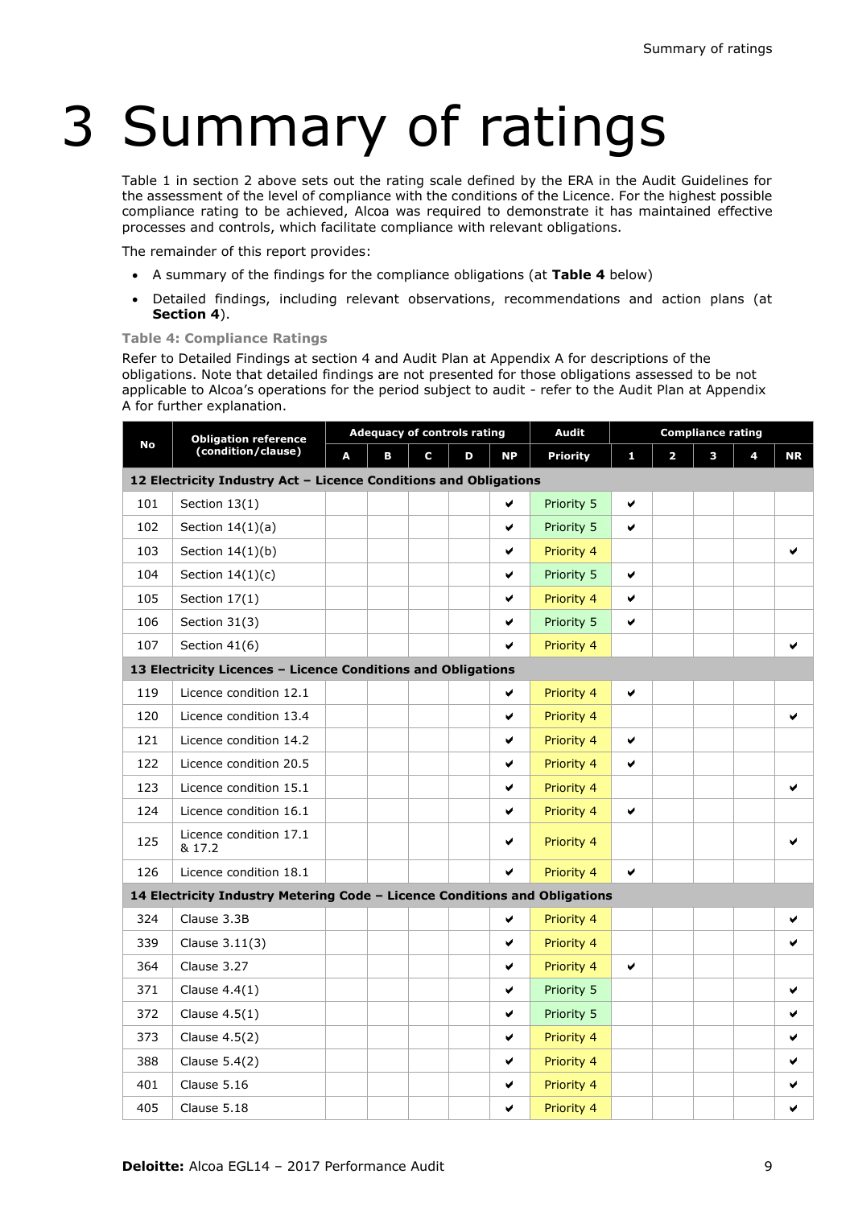# 3 Summary of ratings

Table 1 in section 2 above sets out the rating scale defined by the ERA in the Audit Guidelines for the assessment of the level of compliance with the conditions of the Licence. For the highest possible compliance rating to be achieved, Alcoa was required to demonstrate it has maintained effective processes and controls, which facilitate compliance with relevant obligations.

The remainder of this report provides:

- A summary of the findings for the compliance obligations (at **Table 4** below)
- Detailed findings, including relevant observations, recommendations and action plans (at **Section 4**).

**Table 4: Compliance Ratings**

Refer to Detailed Findings at section 4 and Audit Plan at Appendix A for descriptions of the obligations. Note that detailed findings are not presented for those obligations assessed to be not applicable to Alcoa's operations for the period subject to audit - refer to the Audit Plan at Appendix A for further explanation.

| No | Obligation reference (condition/clause) | Adequacy of controls rating | | | | | Audit | Compliance rating | | | | |
|---|---|---|---|---|---|---|---|---|---|---|---|---|
| | | A | B | C | D | NP | Priority | 1 | 2 | 3 | 4 | NR |
| **12 Electricity Industry Act – Licence Conditions and Obligations** | | | | | | | | | | | | |
| 101 | Section 13(1) | | | | | ✔ | Priority 5 | ✔ | | | | |
| 102 | Section 14(1)(a) | | | | | ✔ | Priority 5 | ✔ | | | | |
| 103 | Section 14(1)(b) | | | | | ✔ | Priority 4 | | | | | ✔ |
| 104 | Section 14(1)(c) | | | | | ✔ | Priority 5 | ✔ | | | | |
| 105 | Section 17(1) | | | | | ✔ | Priority 4 | ✔ | | | | |
| 106 | Section 31(3) | | | | | ✔ | Priority 5 | ✔ | | | | |
| 107 | Section 41(6) | | | | | ✔ | Priority 4 | | | | | ✔ |
| **13 Electricity Licences – Licence Conditions and Obligations** | | | | | | | | | | | | |
| 119 | Licence condition 12.1 | | | | | ✔ | Priority 4 | ✔ | | | | |
| 120 | Licence condition 13.4 | | | | | ✔ | Priority 4 | | | | | ✔ |
| 121 | Licence condition 14.2 | | | | | ✔ | Priority 4 | ✔ | | | | |
| 122 | Licence condition 20.5 | | | | | ✔ | Priority 4 | ✔ | | | | |
| 123 | Licence condition 15.1 | | | | | ✔ | Priority 4 | | | | | ✔ |
| 124 | Licence condition 16.1 | | | | | ✔ | Priority 4 | ✔ | | | | |
| 125 | Licence condition 17.1 & 17.2 | | | | | ✔ | Priority 4 | | | | | ✔ |
| 126 | Licence condition 18.1 | | | | | ✔ | Priority 4 | ✔ | | | | |
| **14 Electricity Industry Metering Code – Licence Conditions and Obligations** | | | | | | | | | | | | |
| 324 | Clause 3.3B | | | | | ✔ | Priority 4 | | | | | ✔ |
| 339 | Clause 3.11(3) | | | | | ✔ | Priority 4 | | | | | ✔ |
| 364 | Clause 3.27 | | | | | ✔ | Priority 4 | ✔ | | | | |
| 371 | Clause 4.4(1) | | | | | ✔ | Priority 5 | | | | | ✔ |
| 372 | Clause 4.5(1) | | | | | ✔ | Priority 5 | | | | | ✔ |
| 373 | Clause 4.5(2) | | | | | ✔ | Priority 4 | | | | | ✔ |
| 388 | Clause 5.4(2) | | | | | ✔ | Priority 4 | | | | | ✔ |
| 401 | Clause 5.16 | | | | | ✔ | Priority 4 | | | | | ✔ |
| 405 | Clause 5.18 | | | | | ✔ | Priority 4 | | | | | ✔ |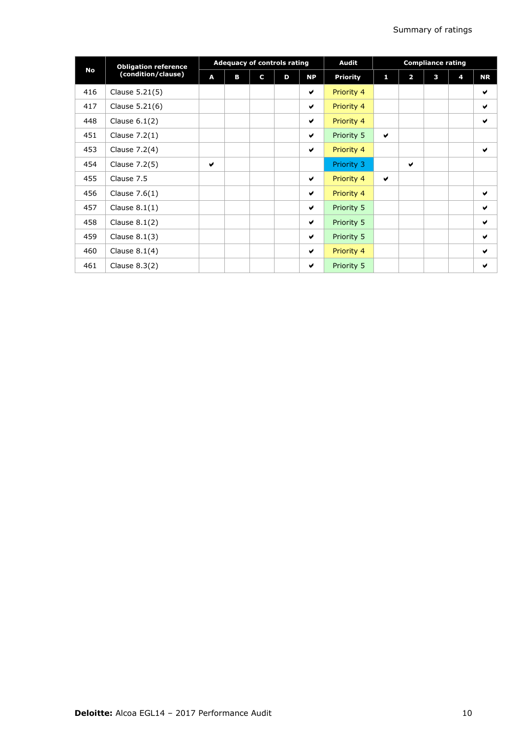| No | Obligation reference (condition/clause) | Adequacy of controls rating | | | | | Audit | Compliance rating | | | | |
|---|---|---|---|---|---|---|---|---|---|---|---|---|
| | | A | B | C | D | NP | Priority | 1 | 2 | 3 | 4 | NR |
| 416 | Clause 5.21(5) | | | | | ✔ | Priority 4 | | | | | ✔ |
| 417 | Clause 5.21(6) | | | | | ✔ | Priority 4 | | | | | ✔ |
| 448 | Clause 6.1(2) | | | | | ✔ | Priority 4 | | | | | ✔ |
| 451 | Clause 7.2(1) | | | | | ✔ | Priority 5 | ✔ | | | | |
| 453 | Clause 7.2(4) | | | | | ✔ | Priority 4 | | | | | ✔ |
| 454 | Clause 7.2(5) | ✔ | | | | | Priority 3 | | ✔ | | | |
| 455 | Clause 7.5 | | | | | ✔ | Priority 4 | ✔ | | | | |
| 456 | Clause 7.6(1) | | | | | ✔ | Priority 4 | | | | | ✔ |
| 457 | Clause 8.1(1) | | | | | ✔ | Priority 5 | | | | | ✔ |
| 458 | Clause 8.1(2) | | | | | ✔ | Priority 5 | | | | | ✔ |
| 459 | Clause 8.1(3) | | | | | ✔ | Priority 5 | | | | | ✔ |
| 460 | Clause 8.1(4) | | | | | ✔ | Priority 4 | | | | | ✔ |
| 461 | Clause 8.3(2) | | | | | ✔ | Priority 5 | | | | | ✔ |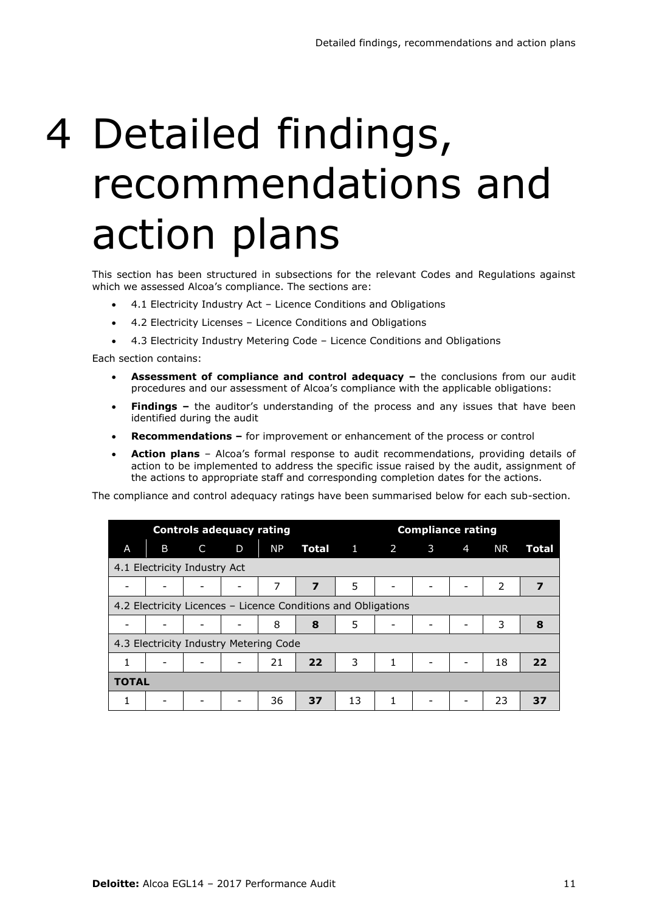# 4 Detailed findings, recommendations and action plans

This section has been structured in subsections for the relevant Codes and Regulations against which we assessed Alcoa's compliance. The sections are:

- 4.1 Electricity Industry Act – Licence Conditions and Obligations
- 4.2 Electricity Licenses – Licence Conditions and Obligations
- 4.3 Electricity Industry Metering Code – Licence Conditions and Obligations

Each section contains:

- **Assessment of compliance and control adequacy –** the conclusions from our audit procedures and our assessment of Alcoa's compliance with the applicable obligations:
- **Findings –** the auditor's understanding of the process and any issues that have been identified during the audit
- **Recommendations –** for improvement or enhancement of the process or control
- **Action plans** – Alcoa's formal response to audit recommendations, providing details of action to be implemented to address the specific issue raised by the audit, assignment of the actions to appropriate staff and corresponding completion dates for the actions.

The compliance and control adequacy ratings have been summarised below for each sub-section.

| Controls adequacy rating | | | | | | Compliance rating | | | | | |
|---|---|---|---|---|---|---|---|---|---|---|---|
| A | B | C | D | NP | **Total** | 1 | 2 | 3 | 4 | NR | **Total** |
| 4.1 Electricity Industry Act | | | | | | | | | | | |
| - | - | - | - | 7 | **7** | 5 | - | - | - | 2 | **7** |
| 4.2 Electricity Licences – Licence Conditions and Obligations | | | | | | | | | | | |
| - | - | - | - | 8 | **8** | 5 | - | - | - | 3 | **8** |
| 4.3 Electricity Industry Metering Code | | | | | | | | | | | |
| 1 | - | - | - | 21 | **22** | 3 | 1 | - | - | 18 | **22** |
| **TOTAL** | | | | | | | | | | | |
| 1 | - | - | - | 36 | **37** | 13 | 1 | - | - | 23 | **37** |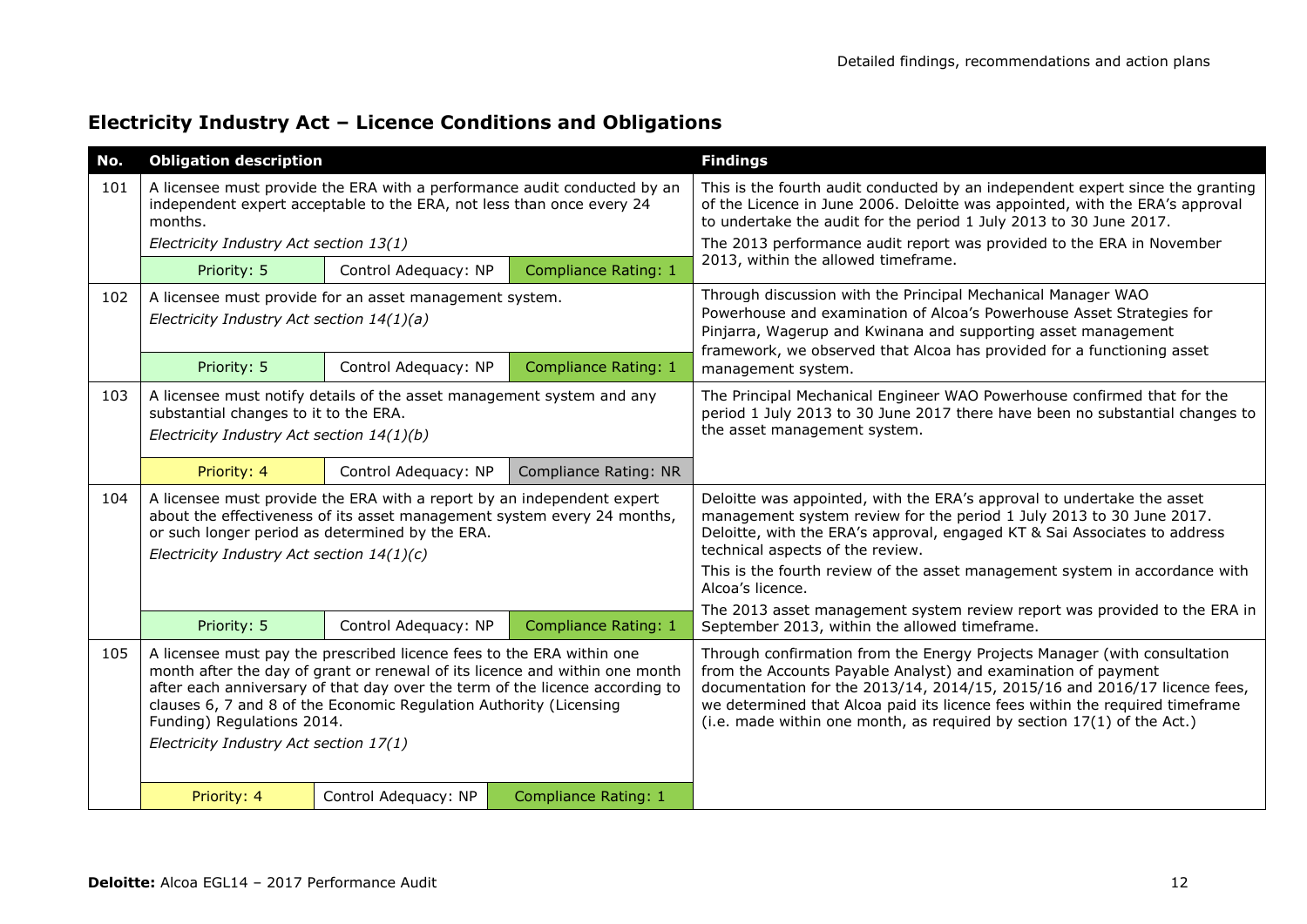## Electricity Industry Act – Licence Conditions and Obligations

| No. | Obligation description | | | Findings |
|---|---|---|---|---|
| 101 | A licensee must provide the ERA with a performance audit conducted by an independent expert acceptable to the ERA, not less than once every 24 months.<br>*Electricity Industry Act section 13(1)* | | | This is the fourth audit conducted by an independent expert since the granting of the Licence in June 2006. Deloitte was appointed, with the ERA's approval to undertake the audit for the period 1 July 2013 to 30 June 2017.<br>The 2013 performance audit report was provided to the ERA in November 2013, within the allowed timeframe. |
| | Priority: 5 | Control Adequacy: NP | Compliance Rating: 1 | |
| 102 | A licensee must provide for an asset management system.<br>*Electricity Industry Act section 14(1)(a)* | | | Through discussion with the Principal Mechanical Manager WAO Powerhouse and examination of Alcoa's Powerhouse Asset Strategies for Pinjarra, Wagerup and Kwinana and supporting asset management framework, we observed that Alcoa has provided for a functioning asset management system. |
| | Priority: 5 | Control Adequacy: NP | Compliance Rating: 1 | |
| 103 | A licensee must notify details of the asset management system and any substantial changes to it to the ERA.<br>*Electricity Industry Act section 14(1)(b)* | | | The Principal Mechanical Engineer WAO Powerhouse confirmed that for the period 1 July 2013 to 30 June 2017 there have been no substantial changes to the asset management system. |
| | Priority: 4 | Control Adequacy: NP | Compliance Rating: NR | |
| 104 | A licensee must provide the ERA with a report by an independent expert about the effectiveness of its asset management system every 24 months, or such longer period as determined by the ERA.<br>*Electricity Industry Act section 14(1)(c)* | | | Deloitte was appointed, with the ERA's approval to undertake the asset management system review for the period 1 July 2013 to 30 June 2017. Deloitte, with the ERA's approval, engaged KT & Sai Associates to address technical aspects of the review.<br>This is the fourth review of the asset management system in accordance with Alcoa's licence.<br>The 2013 asset management system review report was provided to the ERA in September 2013, within the allowed timeframe. |
| | Priority: 5 | Control Adequacy: NP | Compliance Rating: 1 | |
| 105 | A licensee must pay the prescribed licence fees to the ERA within one month after the day of grant or renewal of its licence and within one month after each anniversary of that day over the term of the licence according to clauses 6, 7 and 8 of the Economic Regulation Authority (Licensing Funding) Regulations 2014.<br>*Electricity Industry Act section 17(1)* | | | Through confirmation from the Energy Projects Manager (with consultation from the Accounts Payable Analyst) and examination of payment documentation for the 2013/14, 2014/15, 2015/16 and 2016/17 licence fees, we determined that Alcoa paid its licence fees within the required timeframe (i.e. made within one month, as required by section 17(1) of the Act.) |
| | Priority: 4 | Control Adequacy: NP | Compliance Rating: 1 | |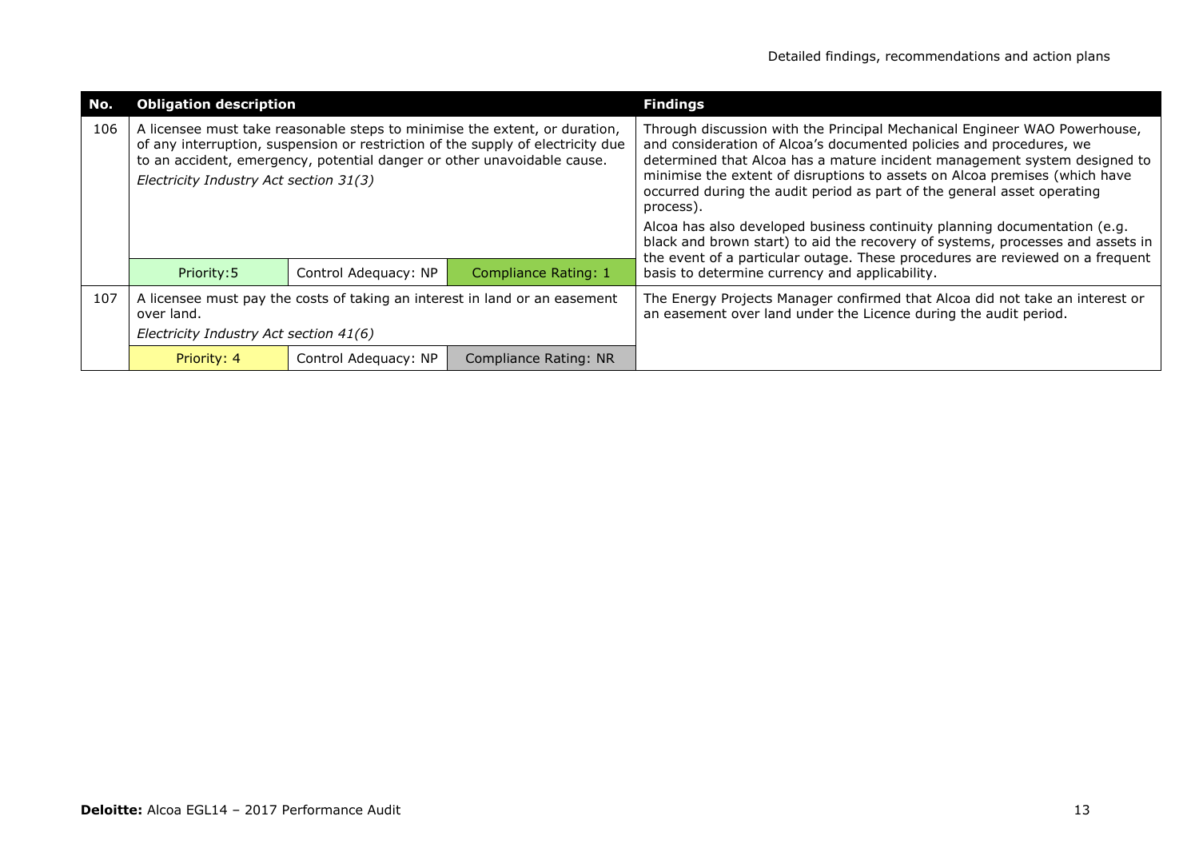| No. | Obligation description | | | Findings |
|---|---|---|---|---|
| 106 | A licensee must take reasonable steps to minimise the extent, or duration, of any interruption, suspension or restriction of the supply of electricity due to an accident, emergency, potential danger or other unavoidable cause.<br>*Electricity Industry Act section 31(3)* | | | Through discussion with the Principal Mechanical Engineer WAO Powerhouse, and consideration of Alcoa's documented policies and procedures, we determined that Alcoa has a mature incident management system designed to minimise the extent of disruptions to assets on Alcoa premises (which have occurred during the audit period as part of the general asset operating process).<br>Alcoa has also developed business continuity planning documentation (e.g. black and brown start) to aid the recovery of systems, processes and assets in the event of a particular outage. These procedures are reviewed on a frequent basis to determine currency and applicability. |
| | Priority:5 | Control Adequacy: NP | Compliance Rating: 1 | |
| 107 | A licensee must pay the costs of taking an interest in land or an easement over land.<br>*Electricity Industry Act section 41(6)* | | | The Energy Projects Manager confirmed that Alcoa did not take an interest or an easement over land under the Licence during the audit period. |
| | Priority: 4 | Control Adequacy: NP | Compliance Rating: NR | |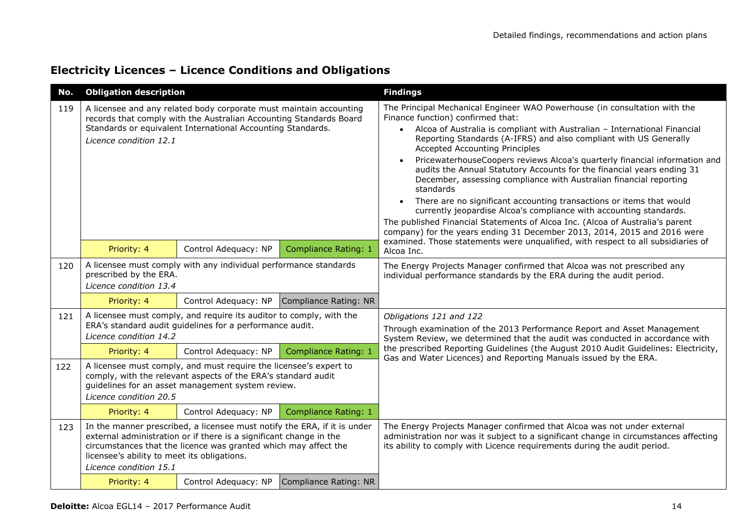## Electricity Licences – Licence Conditions and Obligations

| No. | Obligation description | | | Findings |
|---|---|---|---|---|
| 119 | A licensee and any related body corporate must maintain accounting records that comply with the Australian Accounting Standards Board Standards or equivalent International Accounting Standards.<br>*Licence condition 12.1* | | | The Principal Mechanical Engineer WAO Powerhouse (in consultation with the Finance function) confirmed that:<br>• Alcoa of Australia is compliant with Australian – International Financial Reporting Standards (A-IFRS) and also compliant with US Generally Accepted Accounting Principles<br>• PricewaterhouseCoopers reviews Alcoa's quarterly financial information and audits the Annual Statutory Accounts for the financial years ending 31 December, assessing compliance with Australian financial reporting standards<br>• There are no significant accounting transactions or items that would currently jeopardise Alcoa's compliance with accounting standards.<br>The published Financial Statements of Alcoa Inc. (Alcoa of Australia's parent company) for the years ending 31 December 2013, 2014, 2015 and 2016 were examined. Those statements were unqualified, with respect to all subsidiaries of Alcoa Inc. |
| | Priority: 4 | Control Adequacy: NP | Compliance Rating: 1 | |
| 120 | A licensee must comply with any individual performance standards prescribed by the ERA.<br>*Licence condition 13.4* | | | The Energy Projects Manager confirmed that Alcoa was not prescribed any individual performance standards by the ERA during the audit period. |
| | Priority: 4 | Control Adequacy: NP | Compliance Rating: NR | |
| 121 | A licensee must comply, and require its auditor to comply, with the ERA's standard audit guidelines for a performance audit.<br>*Licence condition 14.2* | | | *Obligations 121 and 122*<br>Through examination of the 2013 Performance Report and Asset Management System Review, we determined that the audit was conducted in accordance with the prescribed Reporting Guidelines (the August 2010 Audit Guidelines: Electricity, Gas and Water Licences) and Reporting Manuals issued by the ERA. |
| | Priority: 4 | Control Adequacy: NP | Compliance Rating: 1 | |
| 122 | A licensee must comply, and must require the licensee's expert to comply, with the relevant aspects of the ERA's standard audit guidelines for an asset management system review.<br>*Licence condition 20.5* | | | |
| | Priority: 4 | Control Adequacy: NP | Compliance Rating: 1 | |
| 123 | In the manner prescribed, a licensee must notify the ERA, if it is under external administration or if there is a significant change in the circumstances that the licence was granted which may affect the licensee's ability to meet its obligations.<br>*Licence condition 15.1* | | | The Energy Projects Manager confirmed that Alcoa was not under external administration nor was it subject to a significant change in circumstances affecting its ability to comply with Licence requirements during the audit period. |
| | Priority: 4 | Control Adequacy: NP | Compliance Rating: NR | |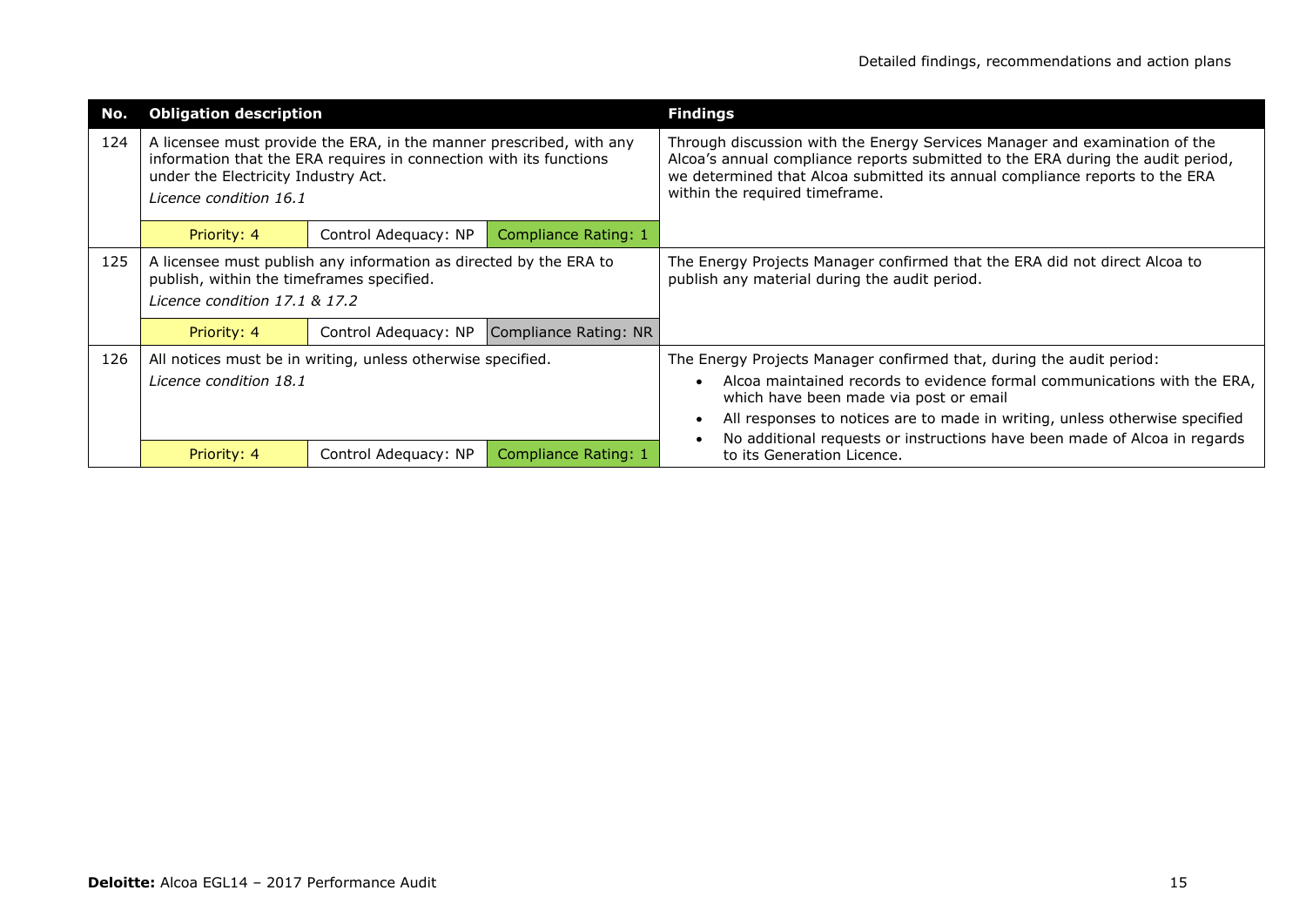| No. | Obligation description | | | Findings |
|---|---|---|---|---|
| 124 | A licensee must provide the ERA, in the manner prescribed, with any information that the ERA requires in connection with its functions under the Electricity Industry Act. *Licence condition 16.1* | | | Through discussion with the Energy Services Manager and examination of the Alcoa's annual compliance reports submitted to the ERA during the audit period, we determined that Alcoa submitted its annual compliance reports to the ERA within the required timeframe. |
| | Priority: 4 | Control Adequacy: NP | Compliance Rating: 1 | |
| 125 | A licensee must publish any information as directed by the ERA to publish, within the timeframes specified. *Licence condition 17.1 & 17.2* | | | The Energy Projects Manager confirmed that the ERA did not direct Alcoa to publish any material during the audit period. |
| | Priority: 4 | Control Adequacy: NP | Compliance Rating: NR | |
| 126 | All notices must be in writing, unless otherwise specified. *Licence condition 18.1* | | | The Energy Projects Manager confirmed that, during the audit period: <br>• Alcoa maintained records to evidence formal communications with the ERA, which have been made via post or email <br>• All responses to notices are to made in writing, unless otherwise specified <br>• No additional requests or instructions have been made of Alcoa in regards to its Generation Licence. |
| | Priority: 4 | Control Adequacy: NP | Compliance Rating: 1 | |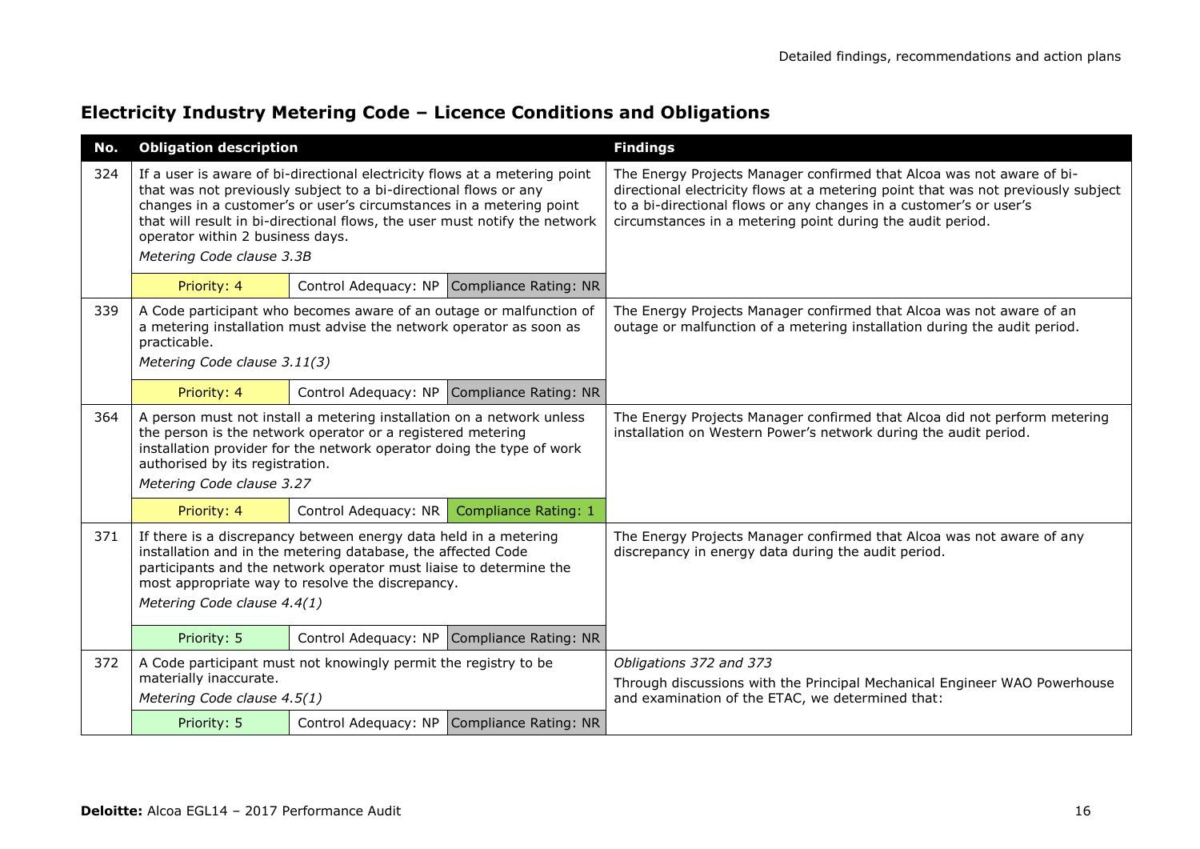## Electricity Industry Metering Code – Licence Conditions and Obligations

| No. | Obligation description | | | Findings |
|---|---|---|---|---|
| 324 | If a user is aware of bi-directional electricity flows at a metering point that was not previously subject to a bi-directional flows or any changes in a customer's or user's circumstances in a metering point that will result in bi-directional flows, the user must notify the network operator within 2 business days.<br>*Metering Code clause 3.3B* | | | The Energy Projects Manager confirmed that Alcoa was not aware of bi-directional electricity flows at a metering point that was not previously subject to a bi-directional flows or any changes in a customer's or user's circumstances in a metering point during the audit period. |
| | Priority: 4 | Control Adequacy: NP | Compliance Rating: NR | |
| 339 | A Code participant who becomes aware of an outage or malfunction of a metering installation must advise the network operator as soon as practicable.<br>*Metering Code clause 3.11(3)* | | | The Energy Projects Manager confirmed that Alcoa was not aware of an outage or malfunction of a metering installation during the audit period. |
| | Priority: 4 | Control Adequacy: NP | Compliance Rating: NR | |
| 364 | A person must not install a metering installation on a network unless the person is the network operator or a registered metering installation provider for the network operator doing the type of work authorised by its registration.<br>*Metering Code clause 3.27* | | | The Energy Projects Manager confirmed that Alcoa did not perform metering installation on Western Power's network during the audit period. |
| | Priority: 4 | Control Adequacy: NR | Compliance Rating: 1 | |
| 371 | If there is a discrepancy between energy data held in a metering installation and in the metering database, the affected Code participants and the network operator must liaise to determine the most appropriate way to resolve the discrepancy.<br>*Metering Code clause 4.4(1)* | | | The Energy Projects Manager confirmed that Alcoa was not aware of any discrepancy in energy data during the audit period. |
| | Priority: 5 | Control Adequacy: NP | Compliance Rating: NR | |
| 372 | A Code participant must not knowingly permit the registry to be materially inaccurate.<br>*Metering Code clause 4.5(1)* | | | *Obligations 372 and 373*<br>Through discussions with the Principal Mechanical Engineer WAO Powerhouse and examination of the ETAC, we determined that: |
| | Priority: 5 | Control Adequacy: NP | Compliance Rating: NR | |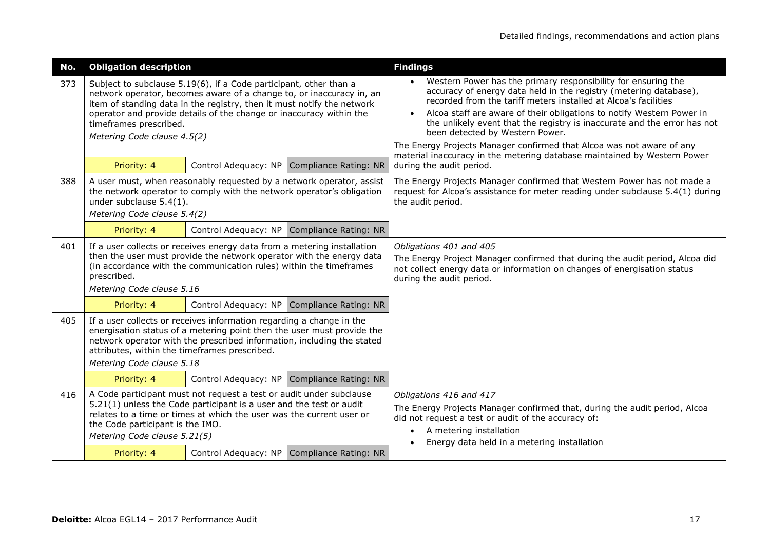| No. | Obligation description | | | Findings |
|---|---|---|---|---|
| 373 | Subject to subclause 5.19(6), if a Code participant, other than a network operator, becomes aware of a change to, or inaccuracy in, an item of standing data in the registry, then it must notify the network operator and provide details of the change or inaccuracy within the timeframes prescribed.<br>*Metering Code clause 4.5(2)* | | | • Western Power has the primary responsibility for ensuring the accuracy of energy data held in the registry (metering database), recorded from the tariff meters installed at Alcoa's facilities<br>• Alcoa staff are aware of their obligations to notify Western Power in the unlikely event that the registry is inaccurate and the error has not been detected by Western Power.<br>The Energy Projects Manager confirmed that Alcoa was not aware of any material inaccuracy in the metering database maintained by Western Power during the audit period. |
| | Priority: 4 | Control Adequacy: NP | Compliance Rating: NR | |
| 388 | A user must, when reasonably requested by a network operator, assist the network operator to comply with the network operator's obligation under subclause 5.4(1).<br>*Metering Code clause 5.4(2)* | | | The Energy Projects Manager confirmed that Western Power has not made a request for Alcoa's assistance for meter reading under subclause 5.4(1) during the audit period. |
| | Priority: 4 | Control Adequacy: NP | Compliance Rating: NR | |
| 401 | If a user collects or receives energy data from a metering installation then the user must provide the network operator with the energy data (in accordance with the communication rules) within the timeframes prescribed.<br>*Metering Code clause 5.16* | | | *Obligations 401 and 405*<br>The Energy Project Manager confirmed that during the audit period, Alcoa did not collect energy data or information on changes of energisation status during the audit period. |
| | Priority: 4 | Control Adequacy: NP | Compliance Rating: NR | |
| 405 | If a user collects or receives information regarding a change in the energisation status of a metering point then the user must provide the network operator with the prescribed information, including the stated attributes, within the timeframes prescribed.<br>*Metering Code clause 5.18* | | | |
| | Priority: 4 | Control Adequacy: NP | Compliance Rating: NR | |
| 416 | A Code participant must not request a test or audit under subclause 5.21(1) unless the Code participant is a user and the test or audit relates to a time or times at which the user was the current user or the Code participant is the IMO.<br>*Metering Code clause 5.21(5)* | | | *Obligations 416 and 417*<br>The Energy Projects Manager confirmed that, during the audit period, Alcoa did not request a test or audit of the accuracy of:<br>• A metering installation<br>• Energy data held in a metering installation |
| | Priority: 4 | Control Adequacy: NP | Compliance Rating: NR | |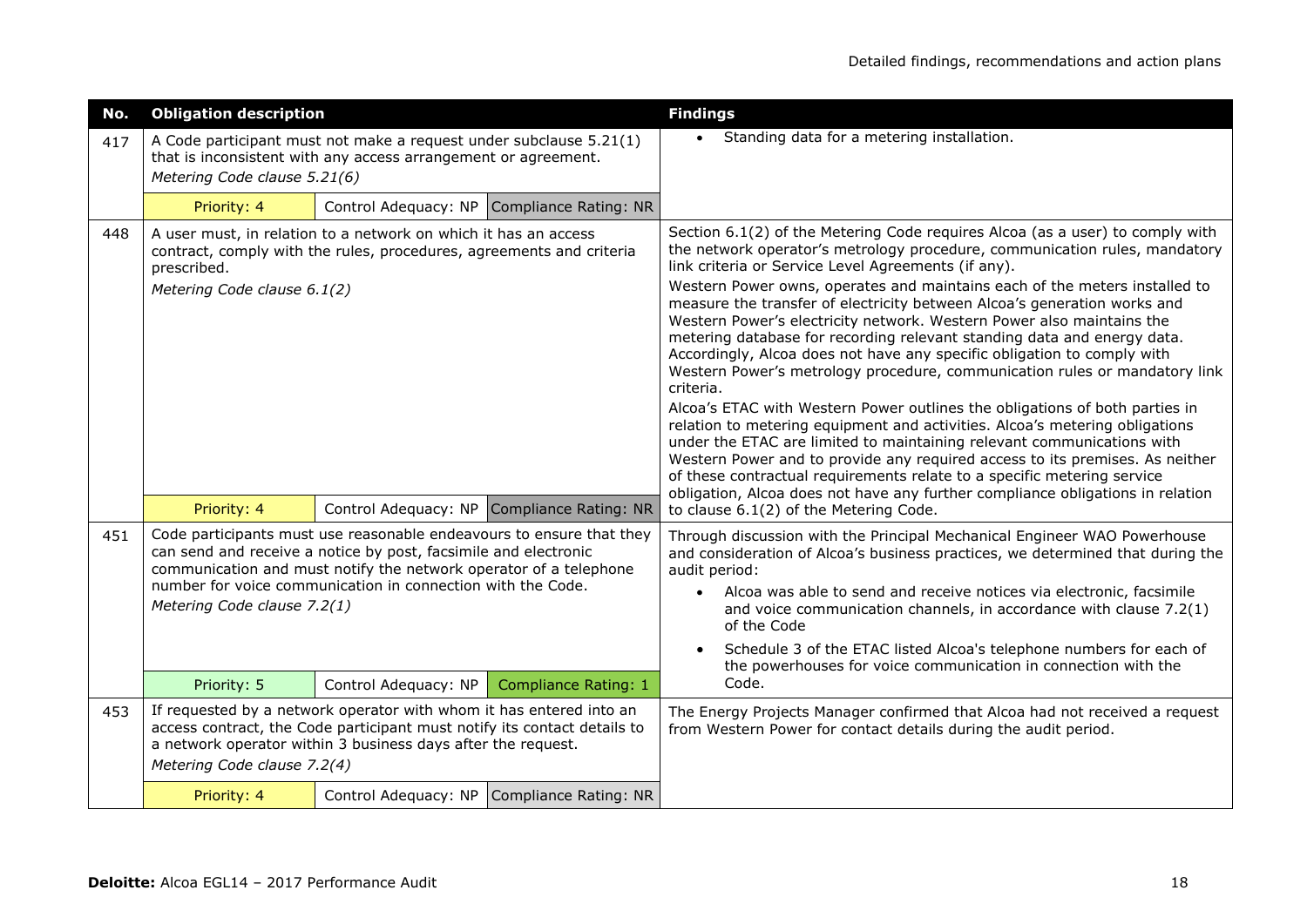| No. | Obligation description | | | Findings |
|---|---|---|---|---|
| 417 | A Code participant must not make a request under subclause 5.21(1) that is inconsistent with any access arrangement or agreement.<br>*Metering Code clause 5.21(6)* | | | • Standing data for a metering installation. |
| | Priority: 4 | Control Adequacy: NP | Compliance Rating: NR | |
| 448 | A user must, in relation to a network on which it has an access contract, comply with the rules, procedures, agreements and criteria prescribed.<br>*Metering Code clause 6.1(2)* | | | Section 6.1(2) of the Metering Code requires Alcoa (as a user) to comply with the network operator's metrology procedure, communication rules, mandatory link criteria or Service Level Agreements (if any).<br>Western Power owns, operates and maintains each of the meters installed to measure the transfer of electricity between Alcoa's generation works and Western Power's electricity network. Western Power also maintains the metering database for recording relevant standing data and energy data. Accordingly, Alcoa does not have any specific obligation to comply with Western Power's metrology procedure, communication rules or mandatory link criteria.<br>Alcoa's ETAC with Western Power outlines the obligations of both parties in relation to metering equipment and activities. Alcoa's metering obligations under the ETAC are limited to maintaining relevant communications with Western Power and to provide any required access to its premises. As neither of these contractual requirements relate to a specific metering service obligation, Alcoa does not have any further compliance obligations in relation to clause 6.1(2) of the Metering Code. |
| | Priority: 4 | Control Adequacy: NP | Compliance Rating: NR | |
| 451 | Code participants must use reasonable endeavours to ensure that they can send and receive a notice by post, facsimile and electronic communication and must notify the network operator of a telephone number for voice communication in connection with the Code.<br>*Metering Code clause 7.2(1)* | | | Through discussion with the Principal Mechanical Engineer WAO Powerhouse and consideration of Alcoa's business practices, we determined that during the audit period:<br>• Alcoa was able to send and receive notices via electronic, facsimile and voice communication channels, in accordance with clause 7.2(1) of the Code<br>• Schedule 3 of the ETAC listed Alcoa's telephone numbers for each of the powerhouses for voice communication in connection with the Code. |
| | Priority: 5 | Control Adequacy: NP | Compliance Rating: 1 | |
| 453 | If requested by a network operator with whom it has entered into an access contract, the Code participant must notify its contact details to a network operator within 3 business days after the request.<br>*Metering Code clause 7.2(4)* | | | The Energy Projects Manager confirmed that Alcoa had not received a request from Western Power for contact details during the audit period. |
| | Priority: 4 | Control Adequacy: NP | Compliance Rating: NR | |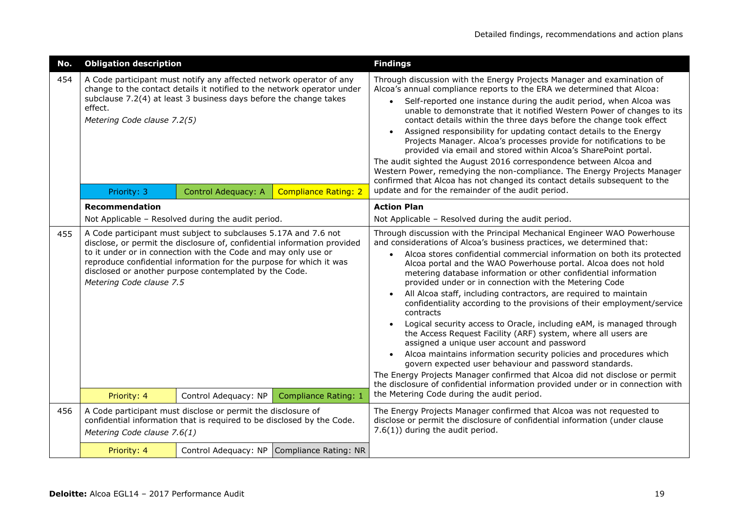| No. | Obligation description | | | Findings |
|---|---|---|---|---|
| 454 | A Code participant must notify any affected network operator of any change to the contact details it notified to the network operator under subclause 7.2(4) at least 3 business days before the change takes effect.<br>*Metering Code clause 7.2(5)* | | | Through discussion with the Energy Projects Manager and examination of Alcoa's annual compliance reports to the ERA we determined that Alcoa:<br>• Self-reported one instance during the audit period, when Alcoa was unable to demonstrate that it notified Western Power of changes to its contact details within the three days before the change took effect<br>• Assigned responsibility for updating contact details to the Energy Projects Manager. Alcoa's processes provide for notifications to be provided via email and stored within Alcoa's SharePoint portal.<br>The audit sighted the August 2016 correspondence between Alcoa and Western Power, remedying the non-compliance. The Energy Projects Manager confirmed that Alcoa has not changed its contact details subsequent to the update and for the remainder of the audit period. |
| | Priority: 3 | Control Adequacy: A | Compliance Rating: 2 | |
| | **Recommendation**<br>Not Applicable – Resolved during the audit period. | | | **Action Plan**<br>Not Applicable – Resolved during the audit period. |
| 455 | A Code participant must subject to subclauses 5.17A and 7.6 not disclose, or permit the disclosure of, confidential information provided to it under or in connection with the Code and may only use or reproduce confidential information for the purpose for which it was disclosed or another purpose contemplated by the Code.<br>*Metering Code clause 7.5* | | | Through discussion with the Principal Mechanical Engineer WAO Powerhouse and considerations of Alcoa's business practices, we determined that:<br>• Alcoa stores confidential commercial information on both its protected Alcoa portal and the WAO Powerhouse portal. Alcoa does not hold metering database information or other confidential information provided under or in connection with the Metering Code<br>• All Alcoa staff, including contractors, are required to maintain confidentiality according to the provisions of their employment/service contracts<br>• Logical security access to Oracle, including eAM, is managed through the Access Request Facility (ARF) system, where all users are assigned a unique user account and password<br>• Alcoa maintains information security policies and procedures which govern expected user behaviour and password standards.<br>The Energy Projects Manager confirmed that Alcoa did not disclose or permit the disclosure of confidential information provided under or in connection with the Metering Code during the audit period. |
| | Priority: 4 | Control Adequacy: NP | Compliance Rating: 1 | |
| 456 | A Code participant must disclose or permit the disclosure of confidential information that is required to be disclosed by the Code.<br>*Metering Code clause 7.6(1)* | | | The Energy Projects Manager confirmed that Alcoa was not requested to disclose or permit the disclosure of confidential information (under clause 7.6(1)) during the audit period. |
| | Priority: 4 | Control Adequacy: NP | Compliance Rating: NR | |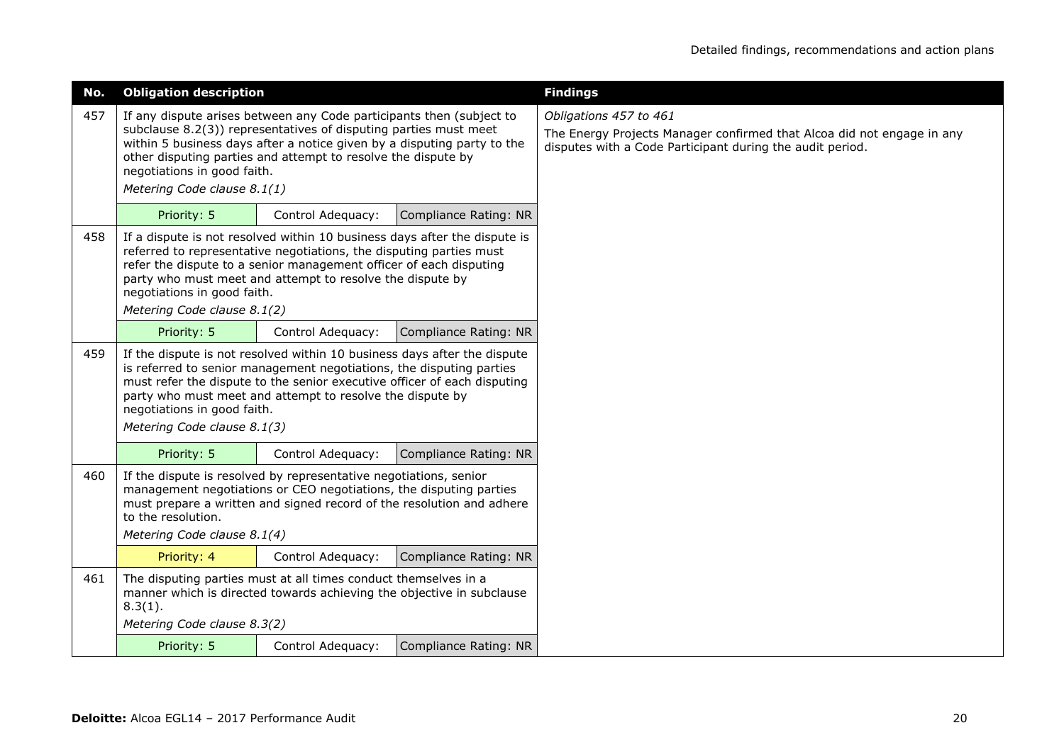| No. | Obligation description | | | Findings |
|---|---|---|---|---|
| 457 | If any dispute arises between any Code participants then (subject to subclause 8.2(3)) representatives of disputing parties must meet within 5 business days after a notice given by a disputing party to the other disputing parties and attempt to resolve the dispute by negotiations in good faith. *Metering Code clause 8.1(1)* | | | *Obligations 457 to 461* The Energy Projects Manager confirmed that Alcoa did not engage in any disputes with a Code Participant during the audit period. |
| | Priority: 5 | Control Adequacy: | Compliance Rating: NR | |
| 458 | If a dispute is not resolved within 10 business days after the dispute is referred to representative negotiations, the disputing parties must refer the dispute to a senior management officer of each disputing party who must meet and attempt to resolve the dispute by negotiations in good faith. *Metering Code clause 8.1(2)* | | | |
| | Priority: 5 | Control Adequacy: | Compliance Rating: NR | |
| 459 | If the dispute is not resolved within 10 business days after the dispute is referred to senior management negotiations, the disputing parties must refer the dispute to the senior executive officer of each disputing party who must meet and attempt to resolve the dispute by negotiations in good faith. *Metering Code clause 8.1(3)* | | | |
| | Priority: 5 | Control Adequacy: | Compliance Rating: NR | |
| 460 | If the dispute is resolved by representative negotiations, senior management negotiations or CEO negotiations, the disputing parties must prepare a written and signed record of the resolution and adhere to the resolution. *Metering Code clause 8.1(4)* | | | |
| | Priority: 4 | Control Adequacy: | Compliance Rating: NR | |
| 461 | The disputing parties must at all times conduct themselves in a manner which is directed towards achieving the objective in subclause 8.3(1). *Metering Code clause 8.3(2)* | | | |
| | Priority: 5 | Control Adequacy: | Compliance Rating: NR | |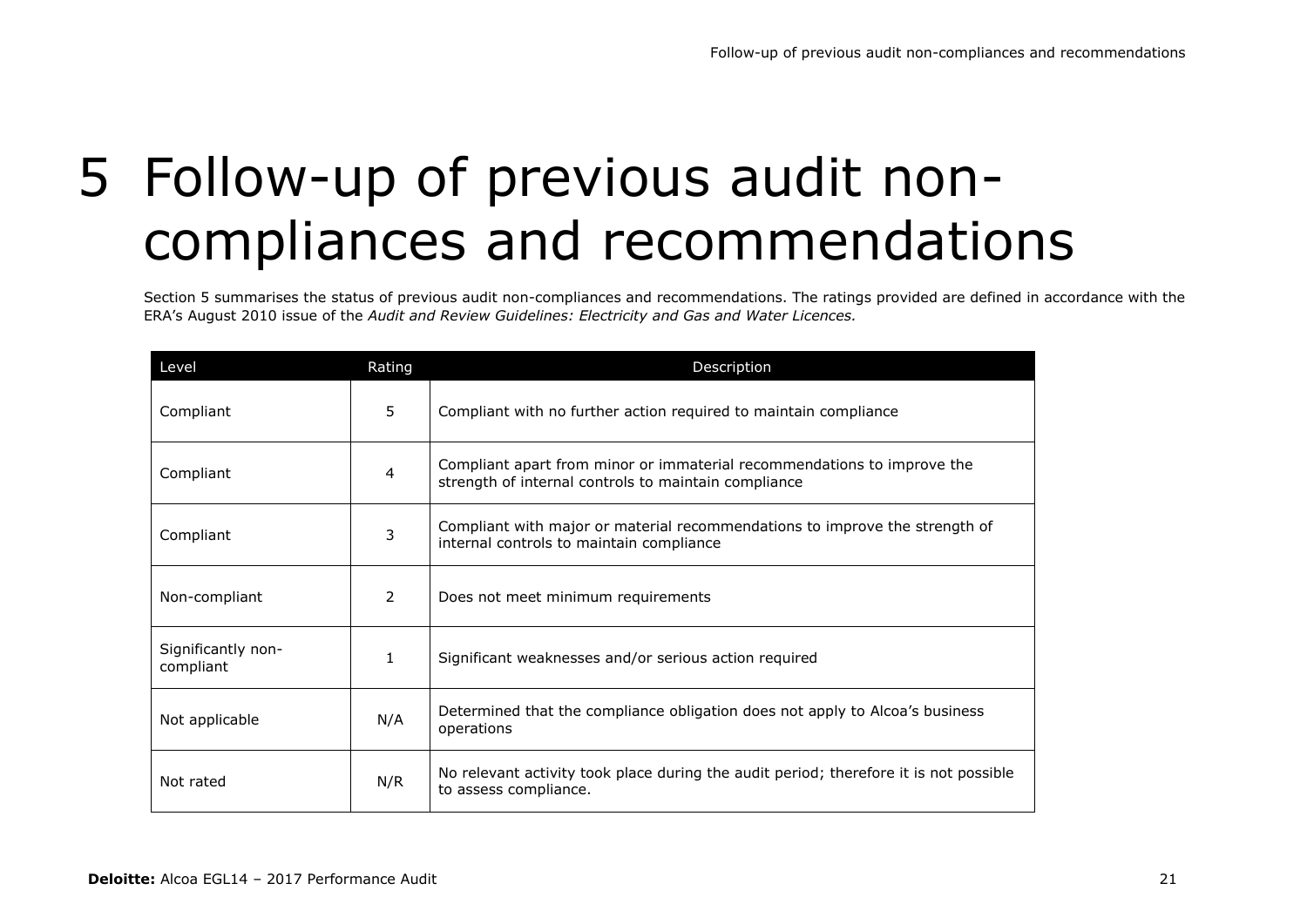# 5 Follow-up of previous audit non-compliances and recommendations

Section 5 summarises the status of previous audit non-compliances and recommendations. The ratings provided are defined in accordance with the ERA's August 2010 issue of the *Audit and Review Guidelines: Electricity and Gas and Water Licences.*

| Level | Rating | Description |
|---|---|---|
| Compliant | 5 | Compliant with no further action required to maintain compliance |
| Compliant | 4 | Compliant apart from minor or immaterial recommendations to improve the strength of internal controls to maintain compliance |
| Compliant | 3 | Compliant with major or material recommendations to improve the strength of internal controls to maintain compliance |
| Non-compliant | 2 | Does not meet minimum requirements |
| Significantly non-compliant | 1 | Significant weaknesses and/or serious action required |
| Not applicable | N/A | Determined that the compliance obligation does not apply to Alcoa's business operations |
| Not rated | N/R | No relevant activity took place during the audit period; therefore it is not possible to assess compliance. |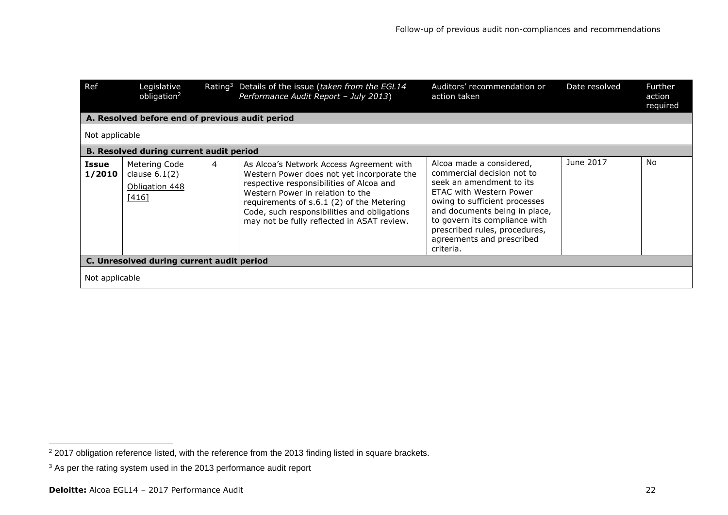| Ref | Legislative obligation[2] | Rating[3] | Details of the issue (*taken from the EGL14 Performance Audit Report – July 2013*) | Auditors' recommendation or action taken | Date resolved | Further action required |
|---|---|---|---|---|---|---|
| **A. Resolved before end of previous audit period** | | | | | | |
| Not applicable | | | | | | |
| **B. Resolved during current audit period** | | | | | | |
| **Issue 1/2010** | Metering Code clause 6.1(2) Obligation 448 [416] | 4 | As Alcoa's Network Access Agreement with Western Power does not yet incorporate the respective responsibilities of Alcoa and Western Power in relation to the requirements of s.6.1 (2) of the Metering Code, such responsibilities and obligations may not be fully reflected in ASAT review. | Alcoa made a considered, commercial decision not to seek an amendment to its ETAC with Western Power owing to sufficient processes and documents being in place, to govern its compliance with prescribed rules, procedures, agreements and prescribed criteria. | June 2017 | No |
| **C. Unresolved during current audit period** | | | | | | |
| Not applicable | | | | | | |

[2] 2017 obligation reference listed, with the reference from the 2013 finding listed in square brackets.

[3] As per the rating system used in the 2013 performance audit report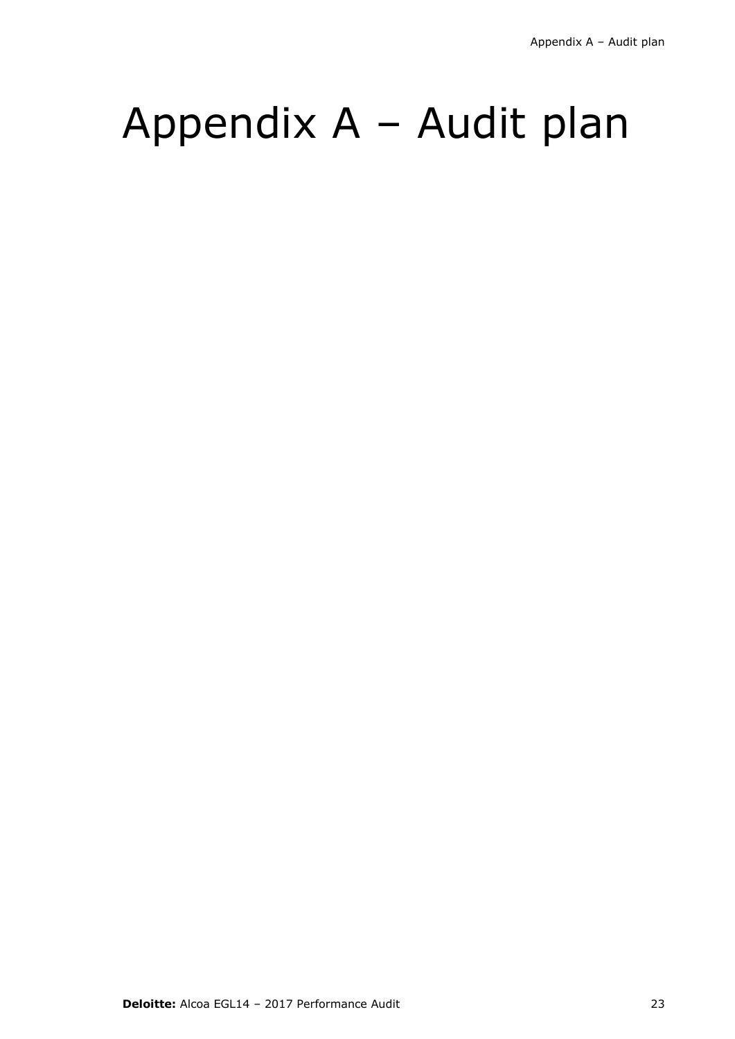# Appendix A – Audit plan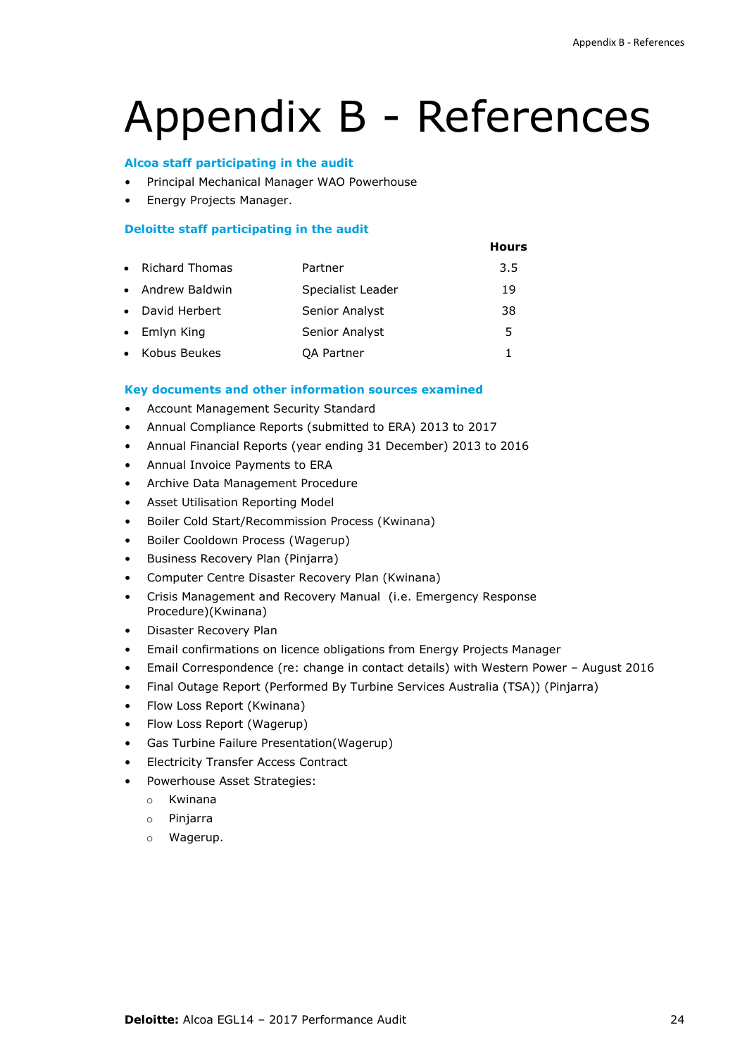# Appendix B - References

### Alcoa staff participating in the audit

- Principal Mechanical Manager WAO Powerhouse
- Energy Projects Manager.

### Deloitte staff participating in the audit

| | | Hours |
|---|---|---|
| • Richard Thomas | Partner | 3.5 |
| • Andrew Baldwin | Specialist Leader | 19 |
| • David Herbert | Senior Analyst | 38 |
| • Emlyn King | Senior Analyst | 5 |
| • Kobus Beukes | QA Partner | 1 |

### Key documents and other information sources examined

- Account Management Security Standard
- Annual Compliance Reports (submitted to ERA) 2013 to 2017
- Annual Financial Reports (year ending 31 December) 2013 to 2016
- Annual Invoice Payments to ERA
- Archive Data Management Procedure
- Asset Utilisation Reporting Model
- Boiler Cold Start/Recommission Process (Kwinana)
- Boiler Cooldown Process (Wagerup)
- Business Recovery Plan (Pinjarra)
- Computer Centre Disaster Recovery Plan (Kwinana)
- Crisis Management and Recovery Manual (i.e. Emergency Response Procedure)(Kwinana)
- Disaster Recovery Plan
- Email confirmations on licence obligations from Energy Projects Manager
- Email Correspondence (re: change in contact details) with Western Power – August 2016
- Final Outage Report (Performed By Turbine Services Australia (TSA)) (Pinjarra)
- Flow Loss Report (Kwinana)
- Flow Loss Report (Wagerup)
- Gas Turbine Failure Presentation(Wagerup)
- Electricity Transfer Access Contract
- Powerhouse Asset Strategies:
    - Kwinana
    - Pinjarra
    - Wagerup.